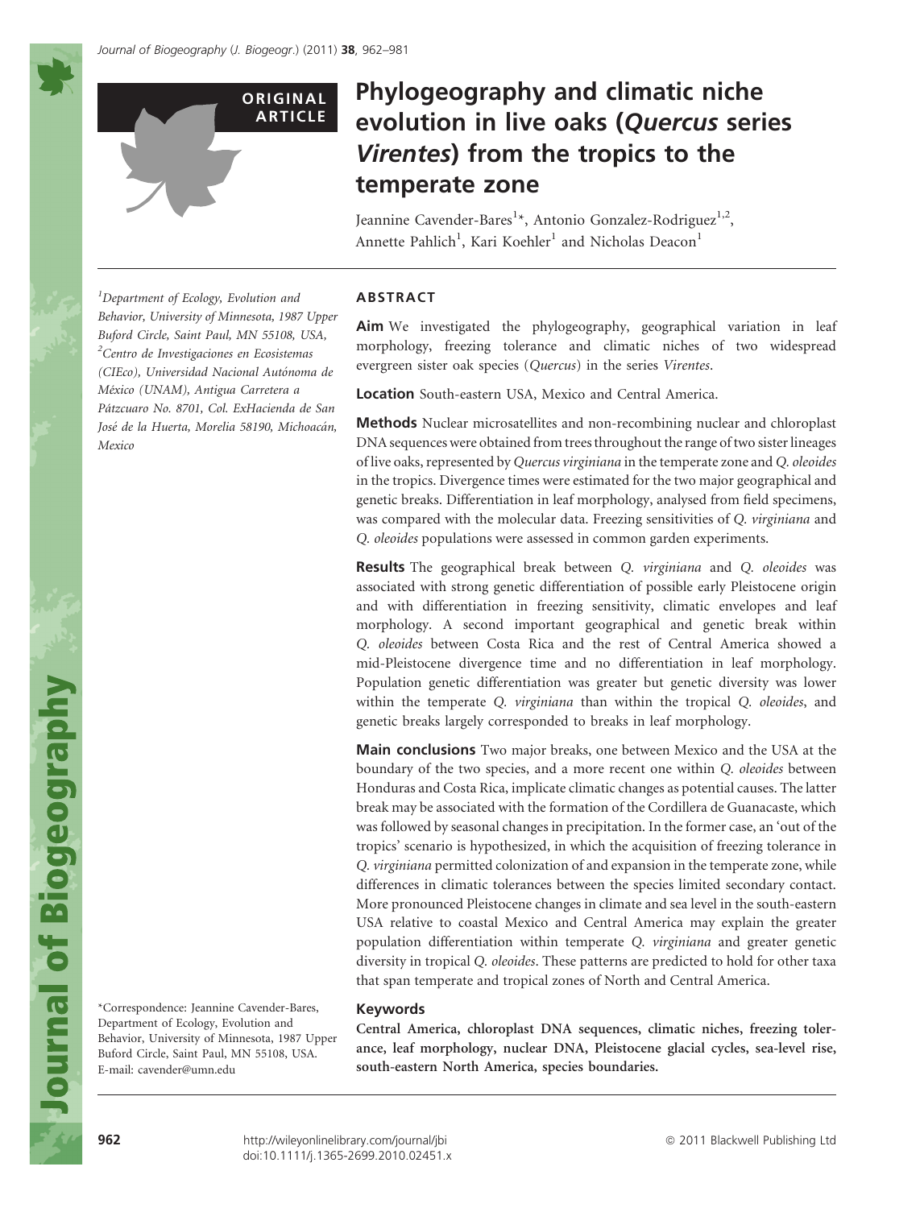ORIGINAL ARTICLE

# Phylogeography and climatic niche evolution in live oaks (*Quercus* series *Virentes*) from the tropics to the temperate zone

Jeannine Cavender-Bares[1]*, Antonio Gonzalez-Rodriguez[1,2], Annette Pahlich[1], Kari Koehler[1] and Nicholas Deacon[1]

[1]Department of Ecology, Evolution and Behavior, University of Minnesota, 1987 Upper Buford Circle, Saint Paul, MN 55108, USA, [2]Centro de Investigaciones en Ecosistemas (CIEco), Universidad Nacional Autónoma de México (UNAM), Antigua Carretera a Pátzcuaro No. 8701, Col. ExHacienda de San José de la Huerta, Morelia 58190, Michoacán, Mexico

*Correspondence: Jeannine Cavender-Bares, Department of Ecology, Evolution and Behavior, University of Minnesota, 1987 Upper Buford Circle, Saint Paul, MN 55108, USA. E-mail: cavender@umn.edu

## ABSTRACT

**Aim** We investigated the phylogeography, geographical variation in leaf morphology, freezing tolerance and climatic niches of two widespread evergreen sister oak species (*Quercus*) in the series *Virentes*.

**Location** South-eastern USA, Mexico and Central America.

**Methods** Nuclear microsatellites and non-recombining nuclear and chloroplast DNA sequences were obtained from trees throughout the range of two sister lineages of live oaks, represented by *Quercus virginiana* in the temperate zone and *Q. oleoides* in the tropics. Divergence times were estimated for the two major geographical and genetic breaks. Differentiation in leaf morphology, analysed from field specimens, was compared with the molecular data. Freezing sensitivities of *Q. virginiana* and *Q. oleoides* populations were assessed in common garden experiments.

**Results** The geographical break between *Q. virginiana* and *Q. oleoides* was associated with strong genetic differentiation of possible early Pleistocene origin and with differentiation in freezing sensitivity, climatic envelopes and leaf morphology. A second important geographical and genetic break within *Q. oleoides* between Costa Rica and the rest of Central America showed a mid-Pleistocene divergence time and no differentiation in leaf morphology. Population genetic differentiation was greater but genetic diversity was lower within the temperate *Q. virginiana* than within the tropical *Q. oleoides*, and genetic breaks largely corresponded to breaks in leaf morphology.

**Main conclusions** Two major breaks, one between Mexico and the USA at the boundary of the two species, and a more recent one within *Q. oleoides* between Honduras and Costa Rica, implicate climatic changes as potential causes. The latter break may be associated with the formation of the Cordillera de Guanacaste, which was followed by seasonal changes in precipitation. In the former case, an 'out of the tropics' scenario is hypothesized, in which the acquisition of freezing tolerance in *Q. virginiana* permitted colonization of and expansion in the temperate zone, while differences in climatic tolerances between the species limited secondary contact. More pronounced Pleistocene changes in climate and sea level in the south-eastern USA relative to coastal Mexico and Central America may explain the greater population differentiation within temperate *Q. virginiana* and greater genetic diversity in tropical *Q. oleoides*. These patterns are predicted to hold for other taxa that span temperate and tropical zones of North and Central America.

### Keywords

**Central America, chloroplast DNA sequences, climatic niches, freezing tolerance, leaf morphology, nuclear DNA, Pleistocene glacial cycles, sea-level rise, south-eastern North America, species boundaries.**

http://wileyonlinelibrary.com/journal/jbi
doi:10.1111/j.1365-2699.2010.02451.x

© 2011 Blackwell Publishing Ltd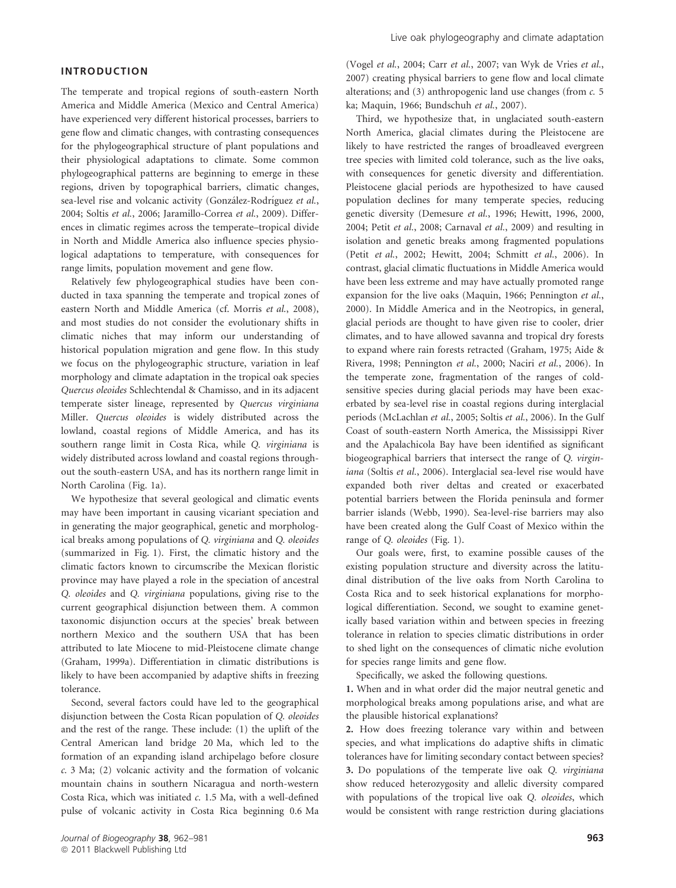## INTRODUCTION

The temperate and tropical regions of south-eastern North America and Middle America (Mexico and Central America) have experienced very different historical processes, barriers to gene flow and climatic changes, with contrasting consequences for the phylogeographical structure of plant populations and their physiological adaptations to climate. Some common phylogeographical patterns are beginning to emerge in these regions, driven by topographical barriers, climatic changes, sea-level rise and volcanic activity (González-Rodríguez *et al.*, 2004; Soltis *et al.*, 2006; Jaramillo-Correa *et al.*, 2009). Differences in climatic regimes across the temperate–tropical divide in North and Middle America also influence species physiological adaptations to temperature, with consequences for range limits, population movement and gene flow.

Relatively few phylogeographical studies have been conducted in taxa spanning the temperate and tropical zones of eastern North and Middle America (cf. Morris *et al.*, 2008), and most studies do not consider the evolutionary shifts in climatic niches that may inform our understanding of historical population migration and gene flow. In this study we focus on the phylogeographic structure, variation in leaf morphology and climate adaptation in the tropical oak species *Quercus oleoides* Schlechtendal & Chamisso, and in its adjacent temperate sister lineage, represented by *Quercus virginiana* Miller. *Quercus oleoides* is widely distributed across the lowland, coastal regions of Middle America, and has its southern range limit in Costa Rica, while *Q. virginiana* is widely distributed across lowland and coastal regions throughout the south-eastern USA, and has its northern range limit in North Carolina (Fig. 1a).

We hypothesize that several geological and climatic events may have been important in causing vicariant speciation and in generating the major geographical, genetic and morphological breaks among populations of *Q. virginiana* and *Q. oleoides* (summarized in Fig. 1). First, the climatic history and the climatic factors known to circumscribe the Mexican floristic province may have played a role in the speciation of ancestral *Q. oleoides* and *Q. virginiana* populations, giving rise to the current geographical disjunction between them. A common taxonomic disjunction occurs at the species' break between northern Mexico and the southern USA that has been attributed to late Miocene to mid-Pleistocene climate change (Graham, 1999a). Differentiation in climatic distributions is likely to have been accompanied by adaptive shifts in freezing tolerance.

Second, several factors could have led to the geographical disjunction between the Costa Rican population of *Q. oleoides* and the rest of the range. These include: (1) the uplift of the Central American land bridge 20 Ma, which led to the formation of an expanding island archipelago before closure *c.* 3 Ma; (2) volcanic activity and the formation of volcanic mountain chains in southern Nicaragua and north-western Costa Rica, which was initiated *c.* 1.5 Ma, with a well-defined pulse of volcanic activity in Costa Rica beginning 0.6 Ma (Vogel *et al.*, 2004; Carr *et al.*, 2007; van Wyk de Vries *et al.*, 2007) creating physical barriers to gene flow and local climate alterations; and (3) anthropogenic land use changes (from *c.* 5 ka; Maquin, 1966; Bundschuh *et al.*, 2007).

Third, we hypothesize that, in unglaciated south-eastern North America, glacial climates during the Pleistocene are likely to have restricted the ranges of broadleaved evergreen tree species with limited cold tolerance, such as the live oaks, with consequences for genetic diversity and differentiation. Pleistocene glacial periods are hypothesized to have caused population declines for many temperate species, reducing genetic diversity (Demesure *et al.*, 1996; Hewitt, 1996, 2000, 2004; Petit *et al.*, 2008; Carnaval *et al.*, 2009) and resulting in isolation and genetic breaks among fragmented populations (Petit *et al.*, 2002; Hewitt, 2004; Schmitt *et al.*, 2006). In contrast, glacial climatic fluctuations in Middle America would have been less extreme and may have actually promoted range expansion for the live oaks (Maquin, 1966; Pennington *et al.*, 2000). In Middle America and in the Neotropics, in general, glacial periods are thought to have given rise to cooler, drier climates, and to have allowed savanna and tropical dry forests to expand where rain forests retracted (Graham, 1975; Aide & Rivera, 1998; Pennington *et al.*, 2000; Naciri *et al.*, 2006). In the temperate zone, fragmentation of the ranges of cold-sensitive species during glacial periods may have been exacerbated by sea-level rise in coastal regions during interglacial periods (McLachlan *et al.*, 2005; Soltis *et al.*, 2006). In the Gulf Coast of south-eastern North America, the Mississippi River and the Apalachicola Bay have been identified as significant biogeographical barriers that intersect the range of *Q. virginiana* (Soltis *et al.*, 2006). Interglacial sea-level rise would have expanded both river deltas and created or exacerbated potential barriers between the Florida peninsula and former barrier islands (Webb, 1990). Sea-level-rise barriers may also have been created along the Gulf Coast of Mexico within the range of *Q. oleoides* (Fig. 1).

Our goals were, first, to examine possible causes of the existing population structure and diversity across the latitudinal distribution of the live oaks from North Carolina to Costa Rica and to seek historical explanations for morphological differentiation. Second, we sought to examine genetically based variation within and between species in freezing tolerance in relation to species climatic distributions in order to shed light on the consequences of climatic niche evolution for species range limits and gene flow.

Specifically, we asked the following questions.

**1.** When and in what order did the major neutral genetic and morphological breaks among populations arise, and what are the plausible historical explanations?

**2.** How does freezing tolerance vary within and between species, and what implications do adaptive shifts in climatic tolerances have for limiting secondary contact between species?

**3.** Do populations of the temperate live oak *Q. virginiana* show reduced heterozygosity and allelic diversity compared with populations of the tropical live oak *Q. oleoides*, which would be consistent with range restriction during glaciations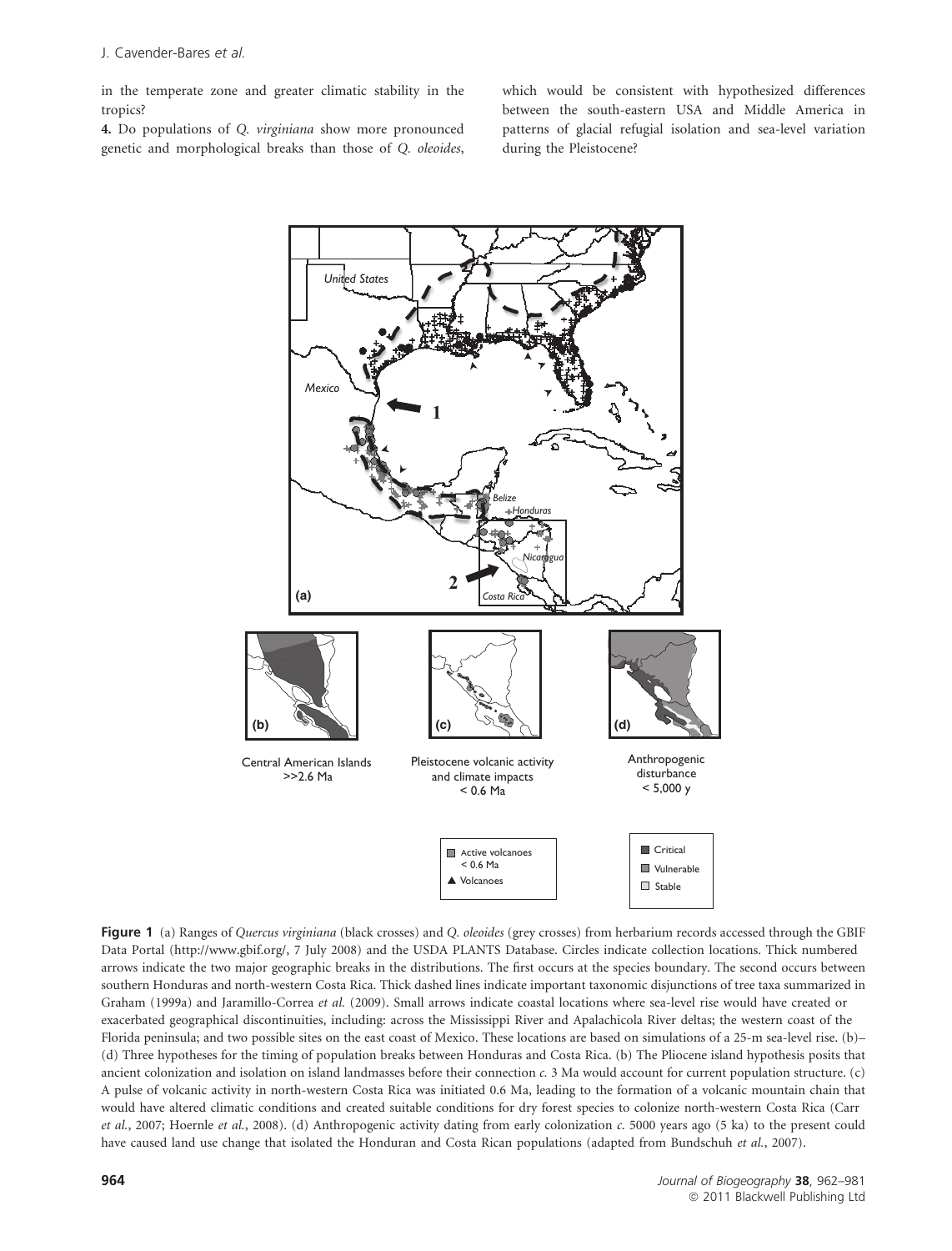in the temperate zone and greater climatic stability in the tropics?

**4.** Do populations of *Q. virginiana* show more pronounced genetic and morphological breaks than those of *Q. oleoides*, which would be consistent with hypothesized differences between the south-eastern USA and Middle America in patterns of glacial refugial isolation and sea-level variation during the Pleistocene?

United States

Mexico

1

Belize

Honduras

Nicaragua

2

Costa Rica

(a)

(b)

Central American Islands
>>2.6 Ma

(c)

Pleistocene volcanic activity
and climate impacts
< 0.6 Ma

Active volcanoes
< 0.6 Ma

Volcanoes

(d)

Anthropogenic
disturbance
< 5,000 y

Critical

Vulnerable

Stable

**Figure 1** (a) Ranges of *Quercus virginiana* (black crosses) and *Q. oleoides* (grey crosses) from herbarium records accessed through the GBIF Data Portal (http://www.gbif.org/, 7 July 2008) and the USDA PLANTS Database. Circles indicate collection locations. Thick numbered arrows indicate the two major geographic breaks in the distributions. The first occurs at the species boundary. The second occurs between southern Honduras and north-western Costa Rica. Thick dashed lines indicate important taxonomic disjunctions of tree taxa summarized in Graham (1999a) and Jaramillo-Correa *et al.* (2009). Small arrows indicate coastal locations where sea-level rise would have created or exacerbated geographical discontinuities, including: across the Mississippi River and Apalachicola River deltas; the western coast of the Florida peninsula; and two possible sites on the east coast of Mexico. These locations are based on simulations of a 25-m sea-level rise. (b)–(d) Three hypotheses for the timing of population breaks between Honduras and Costa Rica. (b) The Pliocene island hypothesis posits that ancient colonization and isolation on island landmasses before their connection *c.* 3 Ma would account for current population structure. (c) A pulse of volcanic activity in north-western Costa Rica was initiated 0.6 Ma, leading to the formation of a volcanic mountain chain that would have altered climatic conditions and created suitable conditions for dry forest species to colonize north-western Costa Rica (Carr *et al.*, 2007; Hoernle *et al.*, 2008). (d) Anthropogenic activity dating from early colonization *c.* 5000 years ago (5 ka) to the present could have caused land use change that isolated the Honduran and Costa Rican populations (adapted from Bundschuh *et al.*, 2007).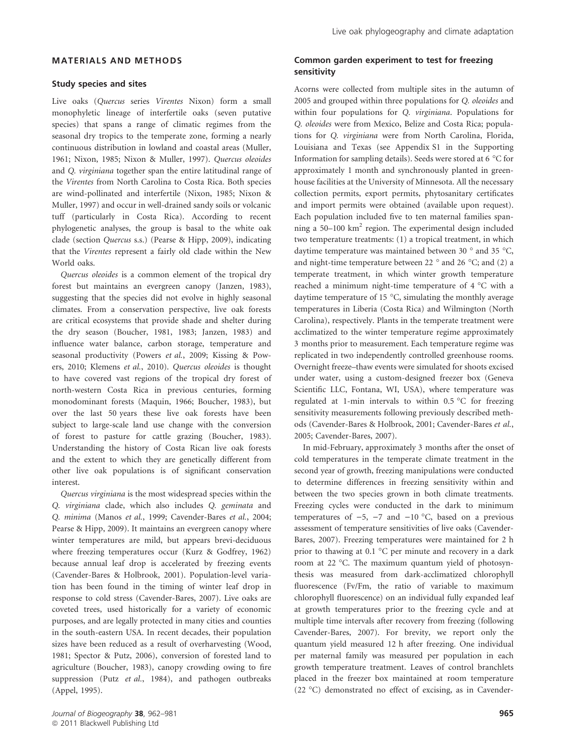## MATERIALS AND METHODS

### Study species and sites

Live oaks (*Quercus* series *Virentes* Nixon) form a small monophyletic lineage of interfertile oaks (seven putative species) that spans a range of climatic regimes from the seasonal dry tropics to the temperate zone, forming a nearly continuous distribution in lowland and coastal areas (Muller, 1961; Nixon, 1985; Nixon & Muller, 1997). *Quercus oleoides* and *Q. virginiana* together span the entire latitudinal range of the *Virentes* from North Carolina to Costa Rica. Both species are wind-pollinated and interfertile (Nixon, 1985; Nixon & Muller, 1997) and occur in well-drained sandy soils or volcanic tuff (particularly in Costa Rica). According to recent phylogenetic analyses, the group is basal to the white oak clade (section *Quercus* s.s.) (Pearse & Hipp, 2009), indicating that the *Virentes* represent a fairly old clade within the New World oaks.

*Quercus oleoides* is a common element of the tropical dry forest but maintains an evergreen canopy (Janzen, 1983), suggesting that the species did not evolve in highly seasonal climates. From a conservation perspective, live oak forests are critical ecosystems that provide shade and shelter during the dry season (Boucher, 1981, 1983; Janzen, 1983) and influence water balance, carbon storage, temperature and seasonal productivity (Powers *et al.*, 2009; Kissing & Powers, 2010; Klemens *et al.*, 2010). *Quercus oleoides* is thought to have covered vast regions of the tropical dry forest of north-western Costa Rica in previous centuries, forming monodominant forests (Maquin, 1966; Boucher, 1983), but over the last 50 years these live oak forests have been subject to large-scale land use change with the conversion of forest to pasture for cattle grazing (Boucher, 1983). Understanding the history of Costa Rican live oak forests and the extent to which they are genetically different from other live oak populations is of significant conservation interest.

*Quercus virginiana* is the most widespread species within the *Q. virginiana* clade, which also includes *Q. geminata* and *Q. minima* (Manos *et al.*, 1999; Cavender-Bares *et al.*, 2004; Pearse & Hipp, 2009). It maintains an evergreen canopy where winter temperatures are mild, but appears brevi-deciduous where freezing temperatures occur (Kurz & Godfrey, 1962) because annual leaf drop is accelerated by freezing events (Cavender-Bares & Holbrook, 2001). Population-level variation has been found in the timing of winter leaf drop in response to cold stress (Cavender-Bares, 2007). Live oaks are coveted trees, used historically for a variety of economic purposes, and are legally protected in many cities and counties in the south-eastern USA. In recent decades, their population sizes have been reduced as a result of overharvesting (Wood, 1981; Spector & Putz, 2006), conversion of forested land to agriculture (Boucher, 1983), canopy crowding owing to fire suppression (Putz *et al.*, 1984), and pathogen outbreaks (Appel, 1995).

### Common garden experiment to test for freezing sensitivity

Acorns were collected from multiple sites in the autumn of 2005 and grouped within three populations for *Q. oleoides* and within four populations for *Q. virginiana*. Populations for *Q. oleoides* were from Mexico, Belize and Costa Rica; populations for *Q. virginiana* were from North Carolina, Florida, Louisiana and Texas (see Appendix S1 in the Supporting Information for sampling details). Seeds were stored at 6 °C for approximately 1 month and synchronously planted in greenhouse facilities at the University of Minnesota. All the necessary collection permits, export permits, phytosanitary certificates and import permits were obtained (available upon request). Each population included five to ten maternal families spanning a 50–100 km$^2$ region. The experimental design included two temperature treatments: (1) a tropical treatment, in which daytime temperature was maintained between 30 ° and 35 °C, and night-time temperature between 22 ° and 26 °C; and (2) a temperate treatment, in which winter growth temperature reached a minimum night-time temperature of 4 °C with a daytime temperature of 15 °C, simulating the monthly average temperatures in Liberia (Costa Rica) and Wilmington (North Carolina), respectively. Plants in the temperate treatment were acclimatized to the winter temperature regime approximately 3 months prior to measurement. Each temperature regime was replicated in two independently controlled greenhouse rooms. Overnight freeze–thaw events were simulated for shoots excised under water, using a custom-designed freezer box (Geneva Scientific LLC, Fontana, WI, USA), where temperature was regulated at 1-min intervals to within 0.5 °C for freezing sensitivity measurements following previously described methods (Cavender-Bares & Holbrook, 2001; Cavender-Bares *et al.*, 2005; Cavender-Bares, 2007).

In mid-February, approximately 3 months after the onset of cold temperatures in the temperate climate treatment in the second year of growth, freezing manipulations were conducted to determine differences in freezing sensitivity within and between the two species grown in both climate treatments. Freezing cycles were conducted in the dark to minimum temperatures of −5, −7 and −10 °C, based on a previous assessment of temperature sensitivities of live oaks (Cavender-Bares, 2007). Freezing temperatures were maintained for 2 h prior to thawing at 0.1 °C per minute and recovery in a dark room at 22 °C. The maximum quantum yield of photosynthesis was measured from dark-acclimatized chlorophyll fluorescence ($F_v/F_m$, the ratio of variable to maximum chlorophyll fluorescence) on an individual fully expanded leaf at growth temperatures prior to the freezing cycle and at multiple time intervals after recovery from freezing (following Cavender-Bares, 2007). For brevity, we report only the quantum yield measured 12 h after freezing. One individual per maternal family was measured per population in each growth temperature treatment. Leaves of control branchlets placed in the freezer box maintained at room temperature (22 °C) demonstrated no effect of excising, as in Cavender-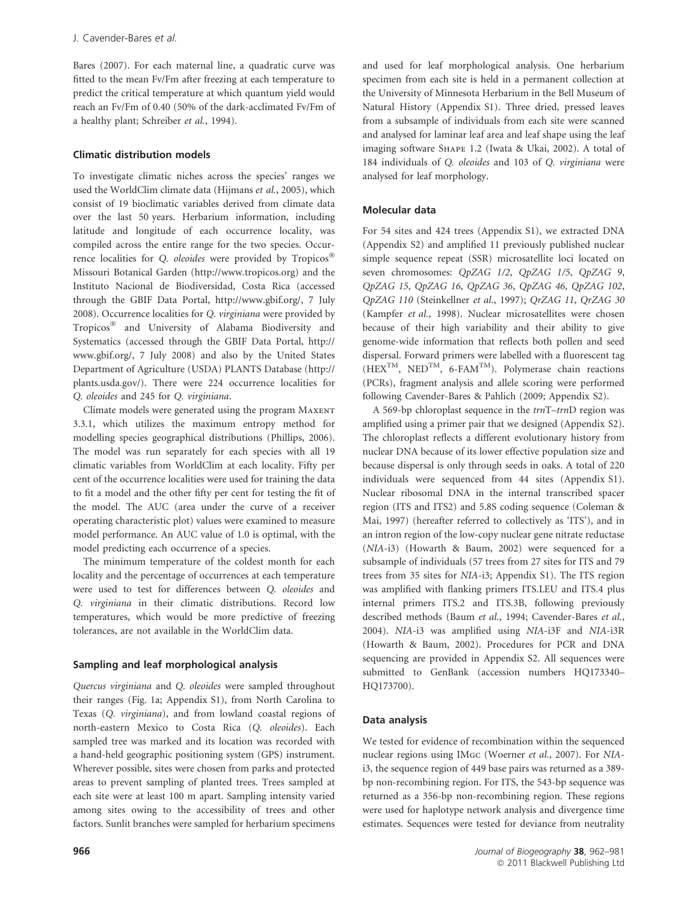Bares (2007). For each maternal line, a quadratic curve was fitted to the mean Fv/Fm after freezing at each temperature to predict the critical temperature at which quantum yield would reach an Fv/Fm of 0.40 (50% of the dark-acclimated Fv/Fm of a healthy plant; Schreiber *et al.*, 1994).

### Climatic distribution models

To investigate climatic niches across the species' ranges we used the WorldClim climate data (Hijmans *et al.*, 2005), which consist of 19 bioclimatic variables derived from climate data over the last 50 years. Herbarium information, including latitude and longitude of each occurrence locality, was compiled across the entire range for the two species. Occurrence localities for *Q. oleoides* were provided by Tropicos® Missouri Botanical Garden (http://www.tropicos.org) and the Instituto Nacional de Biodiversidad, Costa Rica (accessed through the GBIF Data Portal, http://www.gbif.org/, 7 July 2008). Occurrence localities for *Q. virginiana* were provided by Tropicos® and University of Alabama Biodiversity and Systematics (accessed through the GBIF Data Portal, http://www.gbif.org/, 7 July 2008) and also by the United States Department of Agriculture (USDA) PLANTS Database (http://plants.usda.gov/). There were 224 occurrence localities for *Q. oleoides* and 245 for *Q. virginiana*.

Climate models were generated using the program Maxent 3.3.1, which utilizes the maximum entropy method for modelling species geographical distributions (Phillips, 2006). The model was run separately for each species with all 19 climatic variables from WorldClim at each locality. Fifty per cent of the occurrence localities were used for training the data to fit a model and the other fifty per cent for testing the fit of the model. The AUC (area under the curve of a receiver operating characteristic plot) values were examined to measure model performance. An AUC value of 1.0 is optimal, with the model predicting each occurrence of a species.

The minimum temperature of the coldest month for each locality and the percentage of occurrences at each temperature were used to test for differences between *Q. oleoides* and *Q. virginiana* in their climatic distributions. Record low temperatures, which would be more predictive of freezing tolerances, are not available in the WorldClim data.

### Sampling and leaf morphological analysis

*Quercus virginiana* and *Q. oleoides* were sampled throughout their ranges (Fig. 1a; Appendix S1), from North Carolina to Texas (*Q. virginiana*), and from lowland coastal regions of north-eastern Mexico to Costa Rica (*Q. oleoides*). Each sampled tree was marked and its location was recorded with a hand-held geographic positioning system (GPS) instrument. Wherever possible, sites were chosen from parks and protected areas to prevent sampling of planted trees. Trees sampled at each site were at least 100 m apart. Sampling intensity varied among sites owing to the accessibility of trees and other factors. Sunlit branches were sampled for herbarium specimens and used for leaf morphological analysis. One herbarium specimen from each site is held in a permanent collection at the University of Minnesota Herbarium in the Bell Museum of Natural History (Appendix S1). Three dried, pressed leaves from a subsample of individuals from each site were scanned and analysed for laminar leaf area and leaf shape using the leaf imaging software Shape 1.2 (Iwata & Ukai, 2002). A total of 184 individuals of *Q. oleoides* and 103 of *Q. virginiana* were analysed for leaf morphology.

### Molecular data

For 54 sites and 424 trees (Appendix S1), we extracted DNA (Appendix S2) and amplified 11 previously published nuclear simple sequence repeat (SSR) microsatellite loci located on seven chromosomes: *QpZAG 1/2*, *QpZAG 1/5*, *QpZAG 9*, *QpZAG 15*, *QpZAG 16*, *QpZAG 36*, *QpZAG 46*, *QpZAG 102*, *QpZAG 110* (Steinkellner *et al.*, 1997); *QrZAG 11*, *QrZAG 30* (Kampfer *et al.*, 1998). Nuclear microsatellites were chosen because of their high variability and their ability to give genome-wide information that reflects both pollen and seed dispersal. Forward primers were labelled with a fluorescent tag (HEX™, NED™, 6-FAM™). Polymerase chain reactions (PCRs), fragment analysis and allele scoring were performed following Cavender-Bares & Pahlich (2009; Appendix S2).

A 569-bp chloroplast sequence in the *trn*T–*trn*D region was amplified using a primer pair that we designed (Appendix S2). The chloroplast reflects a different evolutionary history from nuclear DNA because of its lower effective population size and because dispersal is only through seeds in oaks. A total of 220 individuals were sequenced from 44 sites (Appendix S1). Nuclear ribosomal DNA in the internal transcribed spacer region (ITS and ITS2) and 5.8S coding sequence (Coleman & Mai, 1997) (hereafter referred to collectively as 'ITS'), and in an intron region of the low-copy nuclear gene nitrate reductase (*NIA*-i3) (Howarth & Baum, 2002) were sequenced for a subsample of individuals (57 trees from 27 sites for ITS and 79 trees from 35 sites for *NIA*-i3; Appendix S1). The ITS region was amplified with flanking primers ITS.LEU and ITS.4 plus internal primers ITS.2 and ITS.3B, following previously described methods (Baum *et al.*, 1994; Cavender-Bares *et al.*, 2004). *NIA*-i3 was amplified using *NIA*-i3F and *NIA*-i3R (Howarth & Baum, 2002). Procedures for PCR and DNA sequencing are provided in Appendix S2. All sequences were submitted to GenBank (accession numbers HQ173340–HQ173700).

### Data analysis

We tested for evidence of recombination within the sequenced nuclear regions using IMgc (Woerner *et al.*, 2007). For *NIA*-i3, the sequence region of 449 base pairs was returned as a 389-bp non-recombining region. For ITS, the 543-bp sequence was returned as a 356-bp non-recombining region. These regions were used for haplotype network analysis and divergence time estimates. Sequences were tested for deviance from neutrality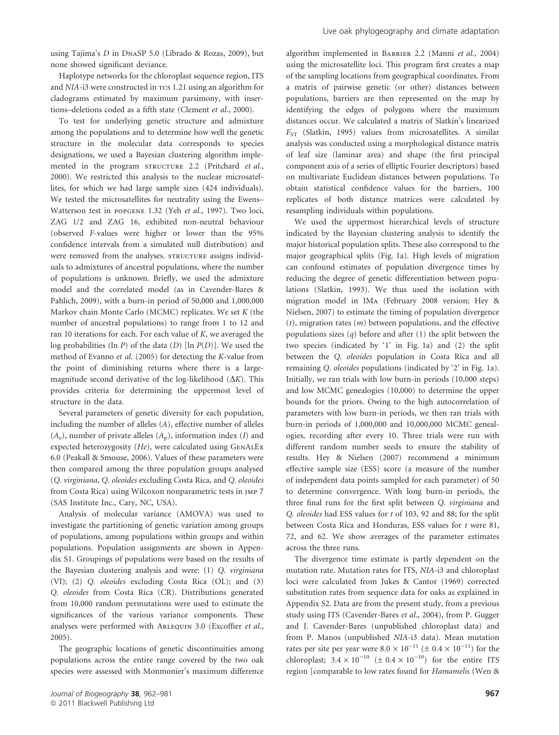using Tajima's $D$ in DnaSP 5.0 (Librado & Rozas, 2009), but none showed significant deviance.

Haplotype networks for the chloroplast sequence region, ITS and *NIA*-i3 were constructed in tcs 1.21 using an algorithm for cladograms estimated by maximum parsimony, with insertions–deletions coded as a fifth state (Clement *et al.*, 2000).

To test for underlying genetic structure and admixture among the populations and to determine how well the genetic structure in the molecular data corresponds to species designations, we used a Bayesian clustering algorithm implemented in the program structure 2.2 (Pritchard *et al.*, 2000). We restricted this analysis to the nuclear microsatellites, for which we had large sample sizes (424 individuals). We tested the microsatellites for neutrality using the Ewens–Watterson test in popgene 1.32 (Yeh *et al.*, 1997). Two loci, ZAG 1/2 and ZAG 16, exhibited non-neutral behaviour (observed $F$-values were higher or lower than the 95% confidence intervals from a simulated null distribution) and were removed from the analyses. structure assigns individuals to admixtures of ancestral populations, where the number of populations is unknown. Briefly, we used the admixture model and the correlated model (as in Cavender-Bares & Pahlich, 2009), with a burn-in period of 50,000 and 1,000,000 Markov chain Monte Carlo (MCMC) replicates. We set $K$ (the number of ancestral populations) to range from 1 to 12 and ran 10 iterations for each. For each value of $K$, we averaged the log probabilities ($\ln P$) of the data ($D$) [$\ln P(D)$]. We used the method of Evanno *et al.* (2005) for detecting the $K$-value from the point of diminishing returns where there is a large-magnitude second derivative of the log-likelihood ($\Delta K$). This provides criteria for determining the uppermost level of structure in the data.

Several parameters of genetic diversity for each population, including the number of alleles ($A$), effective number of alleles ($A_e$), number of private alleles ($A_p$), information index ($I$) and expected heterozygosity ($He$), were calculated using GenAlEx 6.0 (Peakall & Smouse, 2006). Values of these parameters were then compared among the three population groups analysed (*Q. virginiana*, *Q. oleoides* excluding Costa Rica, and *Q. oleoides* from Costa Rica) using Wilcoxon nonparametric tests in jmp 7 (SAS Institute Inc., Cary, NC, USA).

Analysis of molecular variance (AMOVA) was used to investigate the partitioning of genetic variation among groups of populations, among populations within groups and within populations. Population assignments are shown in Appendix S1. Groupings of populations were based on the results of the Bayesian clustering analysis and were: (1) *Q. virginiana* (VI); (2) *Q. oleoides* excluding Costa Rica (OL); and (3) *Q. oleoides* from Costa Rica (CR). Distributions generated from 10,000 random permutations were used to estimate the significances of the various variance components. These analyses were performed with Arlequin 3.0 (Excoffier *et al.*, 2005).

The geographic locations of genetic discontinuities among populations across the entire range covered by the two oak species were assessed with Monmonier's maximum difference algorithm implemented in Barrier 2.2 (Manni *et al.*, 2004) using the microsatellite loci. This program first creates a map of the sampling locations from geographical coordinates. From a matrix of pairwise genetic (or other) distances between populations, barriers are then represented on the map by identifying the edges of polygons where the maximum distances occur. We calculated a matrix of Slatkin's linearized $F_{ST}$ (Slatkin, 1995) values from microsatellites. A similar analysis was conducted using a morphological distance matrix of leaf size (laminar area) and shape (the first principal component axis of a series of elliptic Fourier descriptors) based on multivariate Euclidean distances between populations. To obtain statistical confidence values for the barriers, 100 replicates of both distance matrices were calculated by resampling individuals within populations.

We used the uppermost hierarchical levels of structure indicated by the Bayesian clustering analysis to identify the major historical population splits. These also correspond to the major geographical splits (Fig. 1a). High levels of migration can confound estimates of population divergence times by reducing the degree of genetic differentiation between populations (Slatkin, 1993). We thus used the isolation with migration model in IMa (February 2008 version; Hey & Nielsen, 2007) to estimate the timing of population divergence ($t$), migration rates ($m$) between populations, and the effective populations sizes ($q$) before and after (1) the split between the two species (indicated by '1' in Fig. 1a) and (2) the split between the *Q. oleoides* population in Costa Rica and all remaining *Q. oleoides* populations (indicated by '2' in Fig. 1a). Initially, we ran trials with low burn-in periods (10,000 steps) and low MCMC genealogies (10,000) to determine the upper bounds for the priors. Owing to the high autocorrelation of parameters with low burn-in periods, we then ran trials with burn-in periods of 1,000,000 and 10,000,000 MCMC genealogies, recording after every 10. Three trials were run with different random number seeds to ensure the stability of results. Hey & Nielsen (2007) recommend a minimum effective sample size (ESS) score (a measure of the number of independent data points sampled for each parameter) of 50 to determine convergence. With long burn-in periods, the three final runs for the first split between *Q. virginiana* and *Q. oleoides* had ESS values for $t$ of 103, 92 and 88; for the split between Costa Rica and Honduras, ESS values for $t$ were 81, 72, and 62. We show averages of the parameter estimates across the three runs.

The divergence time estimate is partly dependent on the mutation rate. Mutation rates for ITS, *NIA*-i3 and chloroplast loci were calculated from Jukes & Cantor (1969) corrected substitution rates from sequence data for oaks as explained in Appendix S2. Data are from the present study, from a previous study using ITS (Cavender-Bares *et al.*, 2004), from P. Gugger and J. Cavender-Bares (unpublished chloroplast data) and from P. Manos (unpublished *NIA*-i3 data). Mean mutation rates per site per year were $8.0 \times 10^{-11}$ ($\pm$ $0.4 \times 10^{-11}$) for the chloroplast; $3.4 \times 10^{-10}$ ($\pm$ $0.4 \times 10^{-10}$) for the entire ITS region [comparable to low rates found for *Hamamelis* (Wen &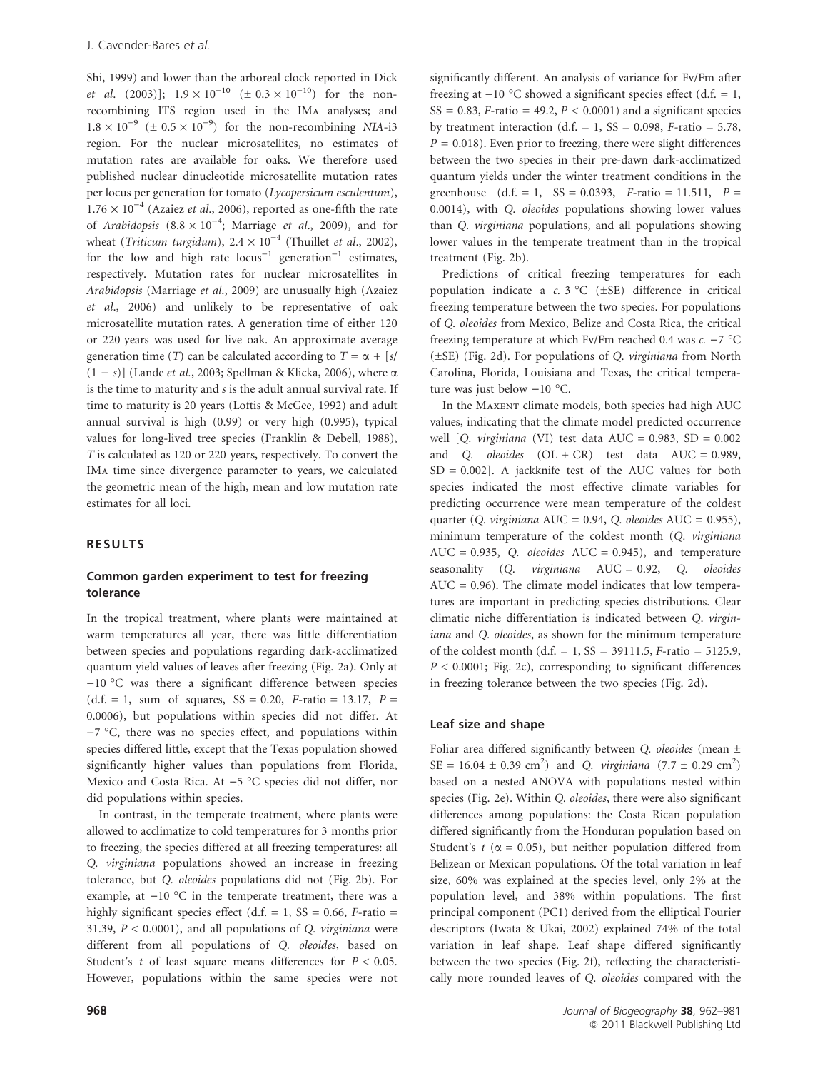Shi, 1999) and lower than the arboreal clock reported in Dick *et al.* (2003)]; $1.9 \times 10^{-10}$ ($\pm$ $0.3 \times 10^{-10}$) for the non-recombining ITS region used in the IMa analyses; and $1.8 \times 10^{-9}$ ($\pm$ $0.5 \times 10^{-9}$) for the non-recombining *NIA*-i3 region. For the nuclear microsatellites, no estimates of mutation rates are available for oaks. We therefore used published nuclear dinucleotide microsatellite mutation rates per locus per generation for tomato (*Lycopersicum esculentum*), $1.76 \times 10^{-4}$ (Azaiez *et al.*, 2006), reported as one-fifth the rate of *Arabidopsis* ($8.8 \times 10^{-4}$; Marriage *et al.*, 2009), and for wheat (*Triticum turgidum*), $2.4 \times 10^{-4}$ (Thuillet *et al.*, 2002), for the low and high rate $\text{locus}^{-1}$ $\text{generation}^{-1}$ estimates, respectively. Mutation rates for nuclear microsatellites in *Arabidopsis* (Marriage *et al.*, 2009) are unusually high (Azaiez *et al.*, 2006) and unlikely to be representative of oak microsatellite mutation rates. A generation time of either 120 or 220 years was used for live oak. An approximate average generation time ($T$) can be calculated according to $T = \alpha + [s/(1 - s)]$ (Lande *et al.*, 2003; Spellman & Klicka, 2006), where $\alpha$ is the time to maturity and $s$ is the adult annual survival rate. If time to maturity is 20 years (Loftis & McGee, 1992) and adult annual survival is high (0.99) or very high (0.995), typical values for long-lived tree species (Franklin & Debell, 1988), $T$ is calculated as 120 or 220 years, respectively. To convert the IMa time since divergence parameter to years, we calculated the geometric mean of the high, mean and low mutation rate estimates for all loci.

## RESULTS

### Common garden experiment to test for freezing tolerance

In the tropical treatment, where plants were maintained at warm temperatures all year, there was little differentiation between species and populations regarding dark-acclimatized quantum yield values of leaves after freezing (Fig. 2a). Only at −10 °C was there a significant difference between species (d.f. = 1, sum of squares, SS = 0.20, $F$-ratio = 13.17, $P$ = 0.0006), but populations within species did not differ. At −7 °C, there was no species effect, and populations within species differed little, except that the Texas population showed significantly higher values than populations from Florida, Mexico and Costa Rica. At −5 °C species did not differ, nor did populations within species.

In contrast, in the temperate treatment, where plants were allowed to acclimatize to cold temperatures for 3 months prior to freezing, the species differed at all freezing temperatures: all *Q. virginiana* populations showed an increase in freezing tolerance, but *Q. oleoides* populations did not (Fig. 2b). For example, at −10 °C in the temperate treatment, there was a highly significant species effect (d.f. = 1, SS = 0.66, $F$-ratio = 31.39, $P < 0.0001$), and all populations of *Q. virginiana* were different from all populations of *Q. oleoides*, based on Student's $t$ of least square means differences for $P < 0.05$. However, populations within the same species were not significantly different. An analysis of variance for Fv/Fm after freezing at −10 °C showed a significant species effect (d.f. = 1, SS = 0.83, $F$-ratio = 49.2, $P < 0.0001$) and a significant species by treatment interaction (d.f. = 1, SS = 0.098, $F$-ratio = 5.78, $P$ = 0.018). Even prior to freezing, there were slight differences between the two species in their pre-dawn dark-acclimatized quantum yields under the winter treatment conditions in the greenhouse (d.f. = 1, SS = 0.0393, $F$-ratio = 11.511, $P$ = 0.0014), with *Q. oleoides* populations showing lower values than *Q. virginiana* populations, and all populations showing lower values in the temperate treatment than in the tropical treatment (Fig. 2b).

Predictions of critical freezing temperatures for each population indicate a *c.* 3 °C (±SE) difference in critical freezing temperature between the two species. For populations of *Q. oleoides* from Mexico, Belize and Costa Rica, the critical freezing temperature at which Fv/Fm reached 0.4 was *c.* −7 °C (±SE) (Fig. 2d). For populations of *Q. virginiana* from North Carolina, Florida, Louisiana and Texas, the critical temperature was just below −10 °C.

In the Maxent climate models, both species had high AUC values, indicating that the climate model predicted occurrence well [*Q. virginiana* (VI) test data AUC = 0.983, SD = 0.002 and *Q. oleoides* (OL + CR) test data AUC = 0.989, SD = 0.002]. A jackknife test of the AUC values for both species indicated the most effective climate variables for predicting occurrence were mean temperature of the coldest quarter (*Q. virginiana* AUC = 0.94, *Q. oleoides* AUC = 0.955), minimum temperature of the coldest month (*Q. virginiana* AUC = 0.935, *Q. oleoides* AUC = 0.945), and temperature seasonality (*Q. virginiana* AUC = 0.92, *Q. oleoides* AUC = 0.96). The climate model indicates that low temperatures are important in predicting species distributions. Clear climatic niche differentiation is indicated between *Q. virginiana* and *Q. oleoides*, as shown for the minimum temperature of the coldest month (d.f. = 1, SS = 39111.5, $F$-ratio = 5125.9, $P < 0.0001$; Fig. 2c), corresponding to significant differences in freezing tolerance between the two species (Fig. 2d).

### Leaf size and shape

Foliar area differed significantly between *Q. oleoides* (mean ± SE = 16.04 ± 0.39 $\text{cm}^2$) and *Q. virginiana* (7.7 ± 0.29 $\text{cm}^2$) based on a nested ANOVA with populations nested within species (Fig. 2e). Within *Q. oleoides*, there were also significant differences among populations: the Costa Rican population differed significantly from the Honduran population based on Student's $t$ ($\alpha$ = 0.05), but neither population differed from Belizean or Mexican populations. Of the total variation in leaf size, 60% was explained at the species level, only 2% at the population level, and 38% within populations. The first principal component (PC1) derived from the elliptical Fourier descriptors (Iwata & Ukai, 2002) explained 74% of the total variation in leaf shape. Leaf shape differed significantly between the two species (Fig. 2f), reflecting the characteristically more rounded leaves of *Q. oleoides* compared with the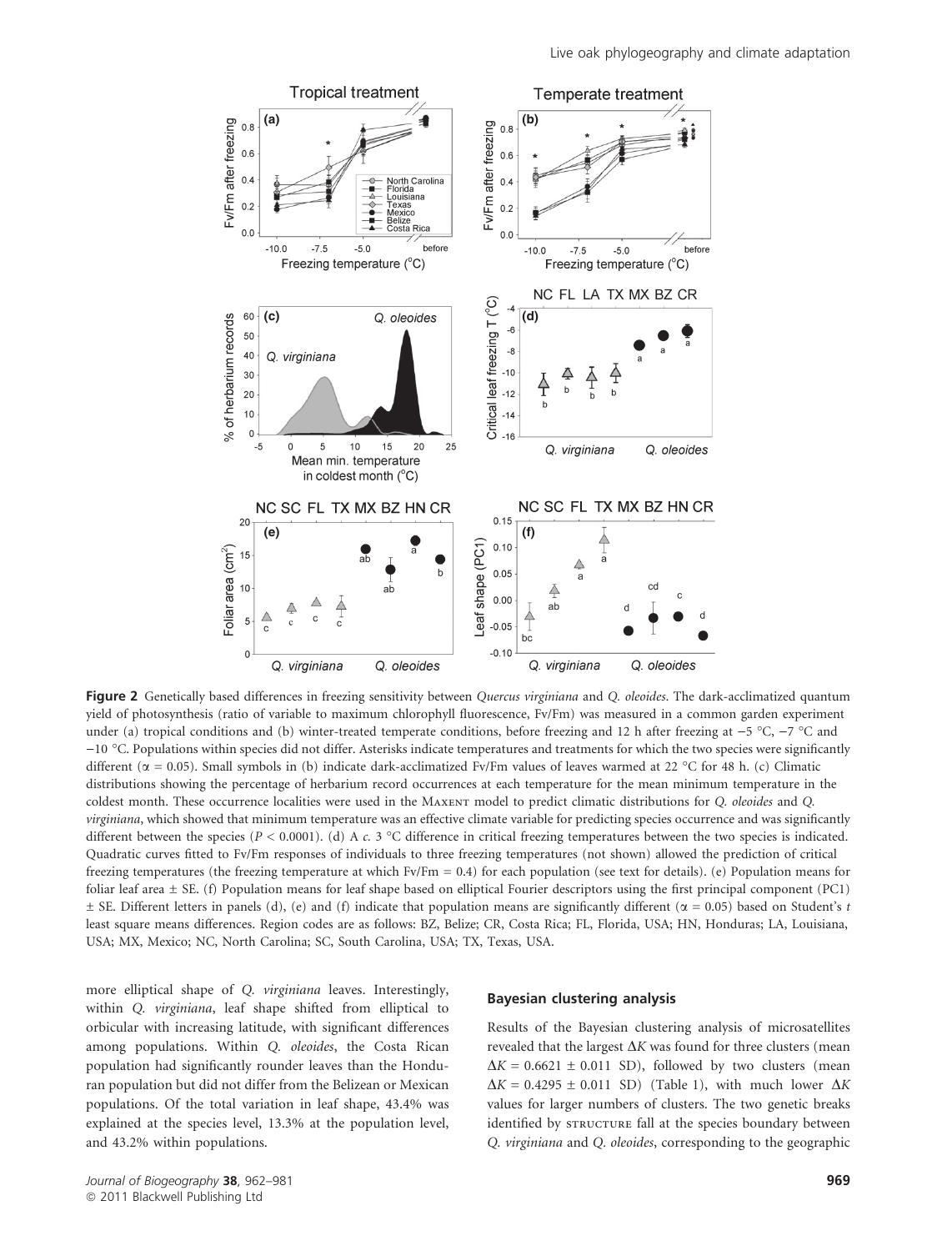Tropical treatment

(a)

Fv/Fm after freezing

0.8
0.6
0.4
0.2
0.0

North Carolina
Florida
Louisiana
Texas
Mexico
Belize
Costa Rica

-10.0 -7.5 -5.0 before

Freezing temperature (°C)

Temperate treatment

(b)

Fv/Fm after freezing

0.8
0.6
0.4
0.2
0.0

-10.0 -7.5 -5.0 before

Freezing temperature (°C)

(c)

% of herbarium records

60
50
40
30
20
10
0

*Q. oleoides*

*Q. virginiana*

-5 0 5 10 15 20 25

Mean min. temperature in coldest month (°C)

NC FL LA TX MX BZ CR

(d)

Critical leaf freezing T (°C)

-4
-6
-8
-10
-12
-14
-16

*Q. virginiana* *Q. oleoides*

NC SC FL TX MX BZ HN CR

(e)

Foliar area (cm²)

20
15
10
5
0

*Q. virginiana* *Q. oleoides*

NC SC FL TX MX BZ HN CR

(f)

Leaf shape (PC1)

0.15
0.10
0.05
0.00
-0.05
-0.10

*Q. virginiana* *Q. oleoides*

**Figure 2** Genetically based differences in freezing sensitivity between *Quercus virginiana* and *Q. oleoides*. The dark-acclimatized quantum yield of photosynthesis (ratio of variable to maximum chlorophyll fluorescence, Fv/Fm) was measured in a common garden experiment under (a) tropical conditions and (b) winter-treated temperate conditions, before freezing and 12 h after freezing at −5 °C, −7 °C and −10 °C. Populations within species did not differ. Asterisks indicate temperatures and treatments for which the two species were significantly different ($\alpha = 0.05$). Small symbols in (b) indicate dark-acclimatized Fv/Fm values of leaves warmed at 22 °C for 48 h. (c) Climatic distributions showing the percentage of herbarium record occurrences at each temperature for the mean minimum temperature in the coldest month. These occurrence localities were used in the Maxent model to predict climatic distributions for *Q. oleoides* and *Q. virginiana*, which showed that minimum temperature was an effective climate variable for predicting species occurrence and was significantly different between the species ($P < 0.0001$). (d) A *c.* 3 °C difference in critical freezing temperatures between the two species is indicated. Quadratic curves fitted to Fv/Fm responses of individuals to three freezing temperatures (not shown) allowed the prediction of critical freezing temperatures (the freezing temperature at which Fv/Fm = 0.4) for each population (see text for details). (e) Population means for foliar leaf area ± SE. (f) Population means for leaf shape based on elliptical Fourier descriptors using the first principal component (PC1) ± SE. Different letters in panels (d), (e) and (f) indicate that population means are significantly different ($\alpha = 0.05$) based on Student's *t* least square means differences. Region codes are as follows: BZ, Belize; CR, Costa Rica; FL, Florida, USA; HN, Honduras; LA, Louisiana, USA; MX, Mexico; NC, North Carolina; SC, South Carolina, USA; TX, Texas, USA.

more elliptical shape of *Q. virginiana* leaves. Interestingly, within *Q. virginiana*, leaf shape shifted from elliptical to orbicular with increasing latitude, with significant differences among populations. Within *Q. oleoides*, the Costa Rican population had significantly rounder leaves than the Honduran population but did not differ from the Belizean or Mexican populations. Of the total variation in leaf shape, 43.4% was explained at the species level, 13.3% at the population level, and 43.2% within populations.

### Bayesian clustering analysis

Results of the Bayesian clustering analysis of microsatellites revealed that the largest $\Delta K$ was found for three clusters (mean $\Delta K = 0.6621 \pm 0.011$ SD), followed by two clusters (mean $\Delta K = 0.4295 \pm 0.011$ SD) (Table 1), with much lower $\Delta K$ values for larger numbers of clusters. The two genetic breaks identified by structure fall at the species boundary between *Q. virginiana* and *Q. oleoides*, corresponding to the geographic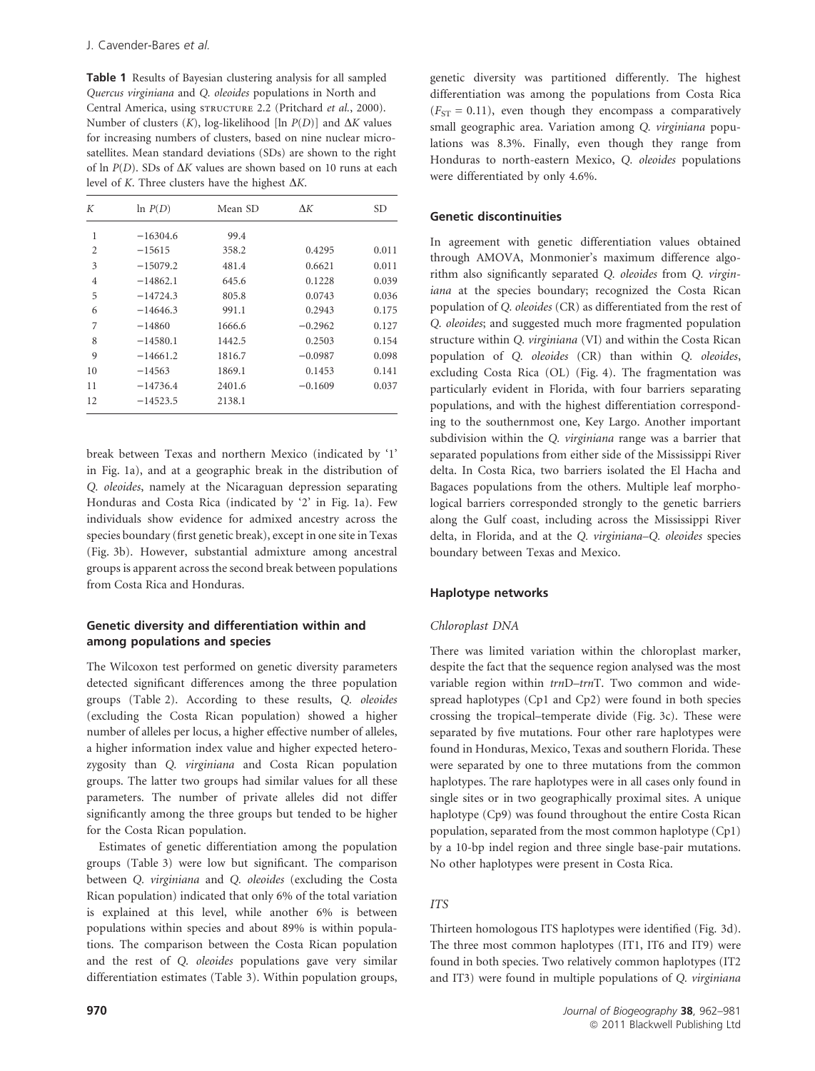**Table 1** Results of Bayesian clustering analysis for all sampled *Quercus virginiana* and *Q. oleoides* populations in North and Central America, using STRUCTURE 2.2 (Pritchard *et al.*, 2000). Number of clusters ($K$), log-likelihood [ln $P(D)$] and $\Delta K$ values for increasing numbers of clusters, based on nine nuclear microsatellites. Mean standard deviations (SDs) are shown to the right of ln $P(D)$. SDs of $\Delta K$ values are shown based on 10 runs at each level of $K$. Three clusters have the highest $\Delta K$.

| $K$ | ln $P(D)$ | Mean SD | $\Delta K$ | SD |
|---|---|---|---|---|
| 1 | −16304.6 | 99.4 | | |
| 2 | −15615 | 358.2 | 0.4295 | 0.011 |
| 3 | −15079.2 | 481.4 | 0.6621 | 0.011 |
| 4 | −14862.1 | 645.6 | 0.1228 | 0.039 |
| 5 | −14724.3 | 805.8 | 0.0743 | 0.036 |
| 6 | −14646.3 | 991.1 | 0.2943 | 0.175 |
| 7 | −14860 | 1666.6 | −0.2962 | 0.127 |
| 8 | −14580.1 | 1442.5 | 0.2503 | 0.154 |
| 9 | −14661.2 | 1816.7 | −0.0987 | 0.098 |
| 10 | −14563 | 1869.1 | 0.1453 | 0.141 |
| 11 | −14736.4 | 2401.6 | −0.1609 | 0.037 |
| 12 | −14523.5 | 2138.1 | | |

break between Texas and northern Mexico (indicated by '1' in Fig. 1a), and at a geographic break in the distribution of *Q. oleoides*, namely at the Nicaraguan depression separating Honduras and Costa Rica (indicated by '2' in Fig. 1a). Few individuals show evidence for admixed ancestry across the species boundary (first genetic break), except in one site in Texas (Fig. 3b). However, substantial admixture among ancestral groups is apparent across the second break between populations from Costa Rica and Honduras.

### Genetic diversity and differentiation within and among populations and species

The Wilcoxon test performed on genetic diversity parameters detected significant differences among the three population groups (Table 2). According to these results, *Q. oleoides* (excluding the Costa Rican population) showed a higher number of alleles per locus, a higher effective number of alleles, a higher information index value and higher expected heterozygosity than *Q. virginiana* and Costa Rican population groups. The latter two groups had similar values for all these parameters. The number of private alleles did not differ significantly among the three groups but tended to be higher for the Costa Rican population.

Estimates of genetic differentiation among the population groups (Table 3) were low but significant. The comparison between *Q. virginiana* and *Q. oleoides* (excluding the Costa Rican population) indicated that only 6% of the total variation is explained at this level, while another 6% is between populations within species and about 89% is within populations. The comparison between the Costa Rican population and the rest of *Q. oleoides* populations gave very similar differentiation estimates (Table 3). Within population groups, genetic diversity was partitioned differently. The highest differentiation was among the populations from Costa Rica ($F_{ST}$ = 0.11), even though they encompass a comparatively small geographic area. Variation among *Q. virginiana* populations was 8.3%. Finally, even though they range from Honduras to north-eastern Mexico, *Q. oleoides* populations were differentiated by only 4.6%.

### Genetic discontinuities

In agreement with genetic differentiation values obtained through AMOVA, Monmonier's maximum difference algorithm also significantly separated *Q. oleoides* from *Q. virginiana* at the species boundary; recognized the Costa Rican population of *Q. oleoides* (CR) as differentiated from the rest of *Q. oleoides*; and suggested much more fragmented population structure within *Q. virginiana* (VI) and within the Costa Rican population of *Q. oleoides* (CR) than within *Q. oleoides*, excluding Costa Rica (OL) (Fig. 4). The fragmentation was particularly evident in Florida, with four barriers separating populations, and with the highest differentiation corresponding to the southernmost one, Key Largo. Another important subdivision within the *Q. virginiana* range was a barrier that separated populations from either side of the Mississippi River delta. In Costa Rica, two barriers isolated the El Hacha and Bagaces populations from the others. Multiple leaf morphological barriers corresponded strongly to the genetic barriers along the Gulf coast, including across the Mississippi River delta, in Florida, and at the *Q. virginiana*–*Q. oleoides* species boundary between Texas and Mexico.

### Haplotype networks

#### *Chloroplast DNA*

There was limited variation within the chloroplast marker, despite the fact that the sequence region analysed was the most variable region within *trn*D–*trn*T. Two common and widespread haplotypes (Cp1 and Cp2) were found in both species crossing the tropical–temperate divide (Fig. 3c). These were separated by five mutations. Four other rare haplotypes were found in Honduras, Mexico, Texas and southern Florida. These were separated by one to three mutations from the common haplotypes. The rare haplotypes were in all cases only found in single sites or in two geographically proximal sites. A unique haplotype (Cp9) was found throughout the entire Costa Rican population, separated from the most common haplotype (Cp1) by a 10-bp indel region and three single base-pair mutations. No other haplotypes were present in Costa Rica.

#### *ITS*

Thirteen homologous ITS haplotypes were identified (Fig. 3d). The three most common haplotypes (IT1, IT6 and IT9) were found in both species. Two relatively common haplotypes (IT2 and IT3) were found in multiple populations of *Q. virginiana*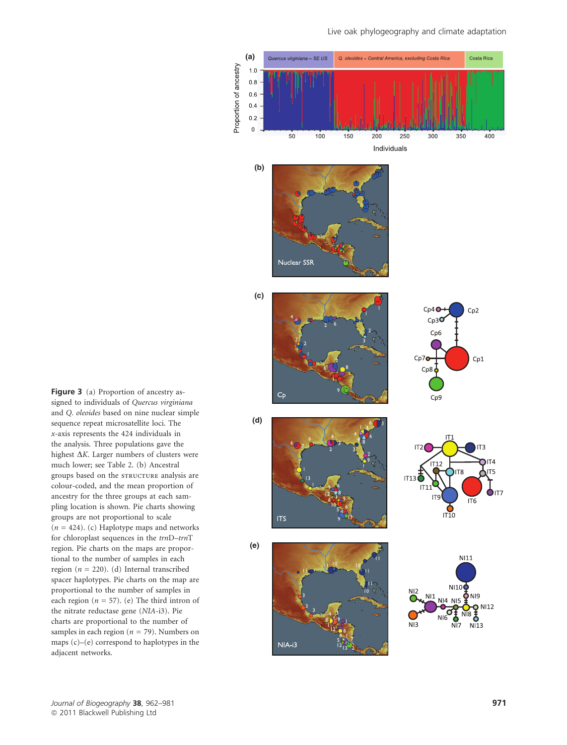(a)

Quercus virginiana – SE US

Q. oleoides – Central America, excluding Costa Rica

Costa Rica

Proportion of ancestry

1.0
0.8
0.6
0.4
0.2
0

50 100 150 200 250 300 350 400

Individuals

(b)

Nuclear SSR

(c)

Cp

Cp4 Cp2 Cp3 Cp6 Cp7 Cp1 Cp8 Cp9

(d)

ITS

IT1 IT2 IT3 IT4 IT5 IT12 IT8 IT13 IT11 IT9 IT6 IT7 IT10

(e)

NIA-i3

NI11 NI10 NI9 NI2 NI1 NI4 NI5 NI12 NI8 NI6 NI3 NI7 NI13

**Figure 3** (a) Proportion of ancestry assigned to individuals of *Quercus virginiana* and *Q. oleoides* based on nine nuclear simple sequence repeat microsatellite loci. The *x*-axis represents the 424 individuals in the analysis. Three populations gave the highest $\Delta K$. Larger numbers of clusters were much lower; see Table 2. (b) Ancestral groups based on the STRUCTURE analysis are colour-coded, and the mean proportion of ancestry for the three groups at each sampling location is shown. Pie charts showing groups are not proportional to scale ($n$ = 424). (c) Haplotype maps and networks for chloroplast sequences in the *trn*D–*trn*T region. Pie charts on the maps are proportional to the number of samples in each region ($n$ = 220). (d) Internal transcribed spacer haplotypes. Pie charts on the map are proportional to the number of samples in each region ($n$ = 57). (e) The third intron of the nitrate reductase gene (*NIA*-i3). Pie charts are proportional to the number of samples in each region ($n$ = 79). Numbers on maps (c)–(e) correspond to haplotypes in the adjacent networks.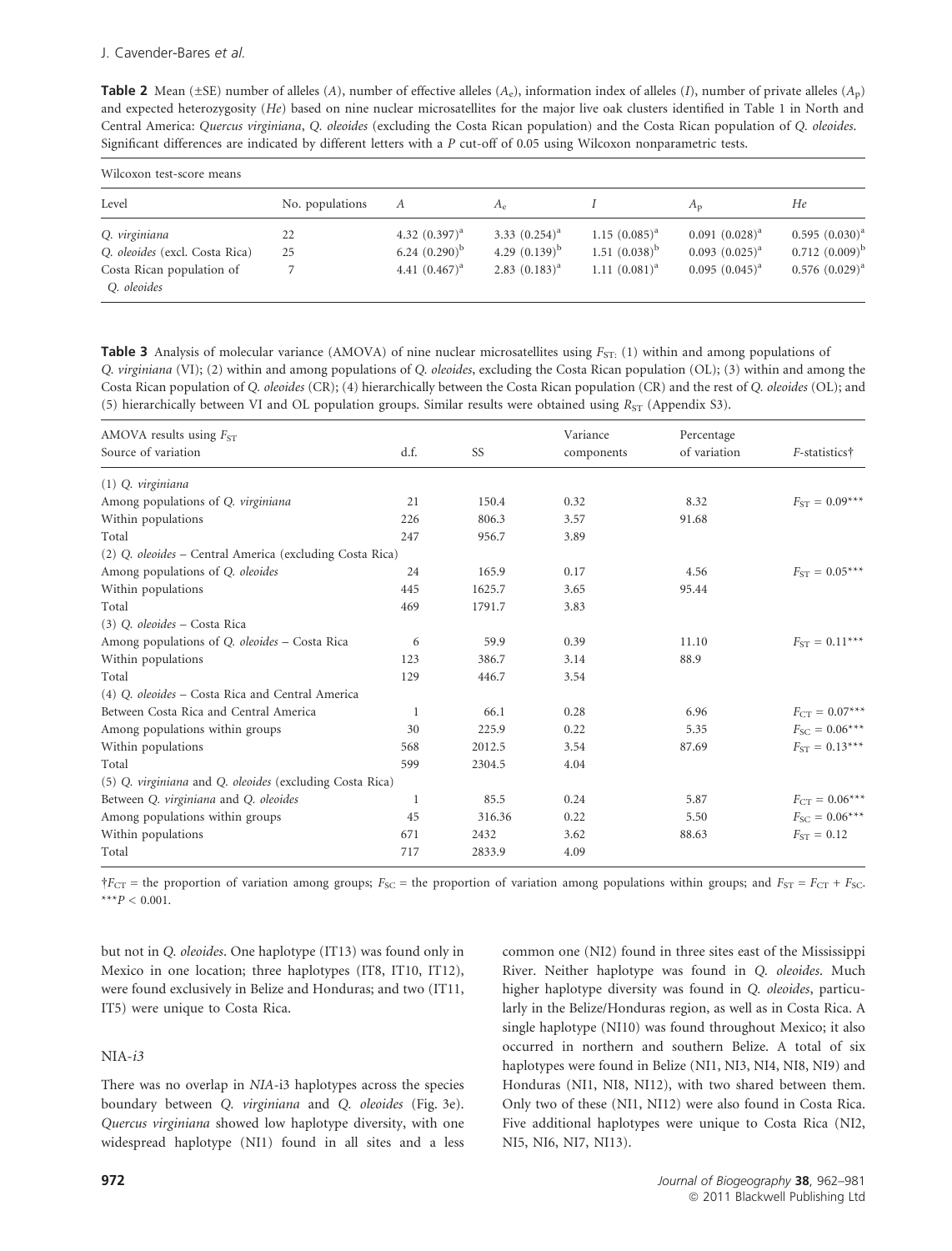**Table 2** Mean (±SE) number of alleles ($A$), number of effective alleles ($A_e$), information index of alleles ($I$), number of private alleles ($A_p$) and expected heterozygosity ($He$) based on nine nuclear microsatellites for the major live oak clusters identified in Table 1 in North and Central America: *Quercus virginiana*, *Q. oleoides* (excluding the Costa Rican population) and the Costa Rican population of *Q. oleoides*. Significant differences are indicated by different letters with a $P$ cut-off of 0.05 using Wilcoxon nonparametric tests.

| Wilcoxon test-score means | | | | | | |
|---|---|---|---|---|---|---|
| Level | No. populations | $A$ | $A_e$ | $I$ | $A_p$ | $He$ |
| *Q. virginiana* | 22 | 4.32 (0.397)[a] | 3.33 (0.254)[a] | 1.15 (0.085)[a] | 0.091 (0.028)[a] | 0.595 (0.030)[a] |
| *Q. oleoides* (excl. Costa Rica) | 25 | 6.24 (0.290)[b] | 4.29 (0.139)[b] | 1.51 (0.038)[b] | 0.093 (0.025)[a] | 0.712 (0.009)[b] |
| Costa Rican population of *Q. oleoides* | 7 | 4.41 (0.467)[a] | 2.83 (0.183)[a] | 1.11 (0.081)[a] | 0.095 (0.045)[a] | 0.576 (0.029)[a] |

**Table 3** Analysis of molecular variance (AMOVA) of nine nuclear microsatellites using $F_{ST}$: (1) within and among populations of *Q. virginiana* (VI); (2) within and among populations of *Q. oleoides*, excluding the Costa Rican population (OL); (3) within and among the Costa Rican population of *Q. oleoides* (CR); (4) hierarchically between the Costa Rican population (CR) and the rest of *Q. oleoides* (OL); and (5) hierarchically between VI and OL population groups. Similar results were obtained using $R_{ST}$ (Appendix S3).

| AMOVA results using $F_{ST}$ Source of variation | d.f. | SS | Variance components | Percentage of variation | *F*-statistics† |
|---|---|---|---|---|---|
| (1) *Q. virginiana* | | | | | |
| Among populations of *Q. virginiana* | 21 | 150.4 | 0.32 | 8.32 | $F_{ST} = 0.09$*** |
| Within populations | 226 | 806.3 | 3.57 | 91.68 | |
| Total | 247 | 956.7 | 3.89 | | |
| (2) *Q. oleoides* – Central America (excluding Costa Rica) | | | | | |
| Among populations of *Q. oleoides* | 24 | 165.9 | 0.17 | 4.56 | $F_{ST} = 0.05$*** |
| Within populations | 445 | 1625.7 | 3.65 | 95.44 | |
| Total | 469 | 1791.7 | 3.83 | | |
| (3) *Q. oleoides* – Costa Rica | | | | | |
| Among populations of *Q. oleoides* – Costa Rica | 6 | 59.9 | 0.39 | 11.10 | $F_{ST} = 0.11$*** |
| Within populations | 123 | 386.7 | 3.14 | 88.9 | |
| Total | 129 | 446.7 | 3.54 | | |
| (4) *Q. oleoides* – Costa Rica and Central America | | | | | |
| Between Costa Rica and Central America | 1 | 66.1 | 0.28 | 6.96 | $F_{CT} = 0.07$*** |
| Among populations within groups | 30 | 225.9 | 0.22 | 5.35 | $F_{SC} = 0.06$*** |
| Within populations | 568 | 2012.5 | 3.54 | 87.69 | $F_{ST} = 0.13$*** |
| Total | 599 | 2304.5 | 4.04 | | |
| (5) *Q. virginiana* and *Q. oleoides* (excluding Costa Rica) | | | | | |
| Between *Q. virginiana* and *Q. oleoides* | 1 | 85.5 | 0.24 | 5.87 | $F_{CT} = 0.06$*** |
| Among populations within groups | 45 | 316.36 | 0.22 | 5.50 | $F_{SC} = 0.06$*** |
| Within populations | 671 | 2432 | 3.62 | 88.63 | $F_{ST} = 0.12$ |
| Total | 717 | 2833.9 | 4.09 | | |

†$F_{CT}$ = the proportion of variation among groups; $F_{SC}$ = the proportion of variation among populations within groups; and $F_{ST} = F_{CT} + F_{SC}$.
***$P < 0.001$.

but not in *Q. oleoides*. One haplotype (IT13) was found only in Mexico in one location; three haplotypes (IT8, IT10, IT12), were found exclusively in Belize and Honduras; and two (IT11, IT5) were unique to Costa Rica.

### NIA-*i3*

There was no overlap in *NIA*-i3 haplotypes across the species boundary between *Q. virginiana* and *Q. oleoides* (Fig. 3e). *Quercus virginiana* showed low haplotype diversity, with one widespread haplotype (NI1) found in all sites and a less common one (NI2) found in three sites east of the Mississippi River. Neither haplotype was found in *Q. oleoides*. Much higher haplotype diversity was found in *Q. oleoides*, particularly in the Belize/Honduras region, as well as in Costa Rica. A single haplotype (NI10) was found throughout Mexico; it also occurred in northern and southern Belize. A total of six haplotypes were found in Belize (NI1, NI3, NI4, NI8, NI9) and Honduras (NI1, NI8, NI12), with two shared between them. Only two of these (NI1, NI12) were also found in Costa Rica. Five additional haplotypes were unique to Costa Rica (NI2, NI5, NI6, NI7, NI13).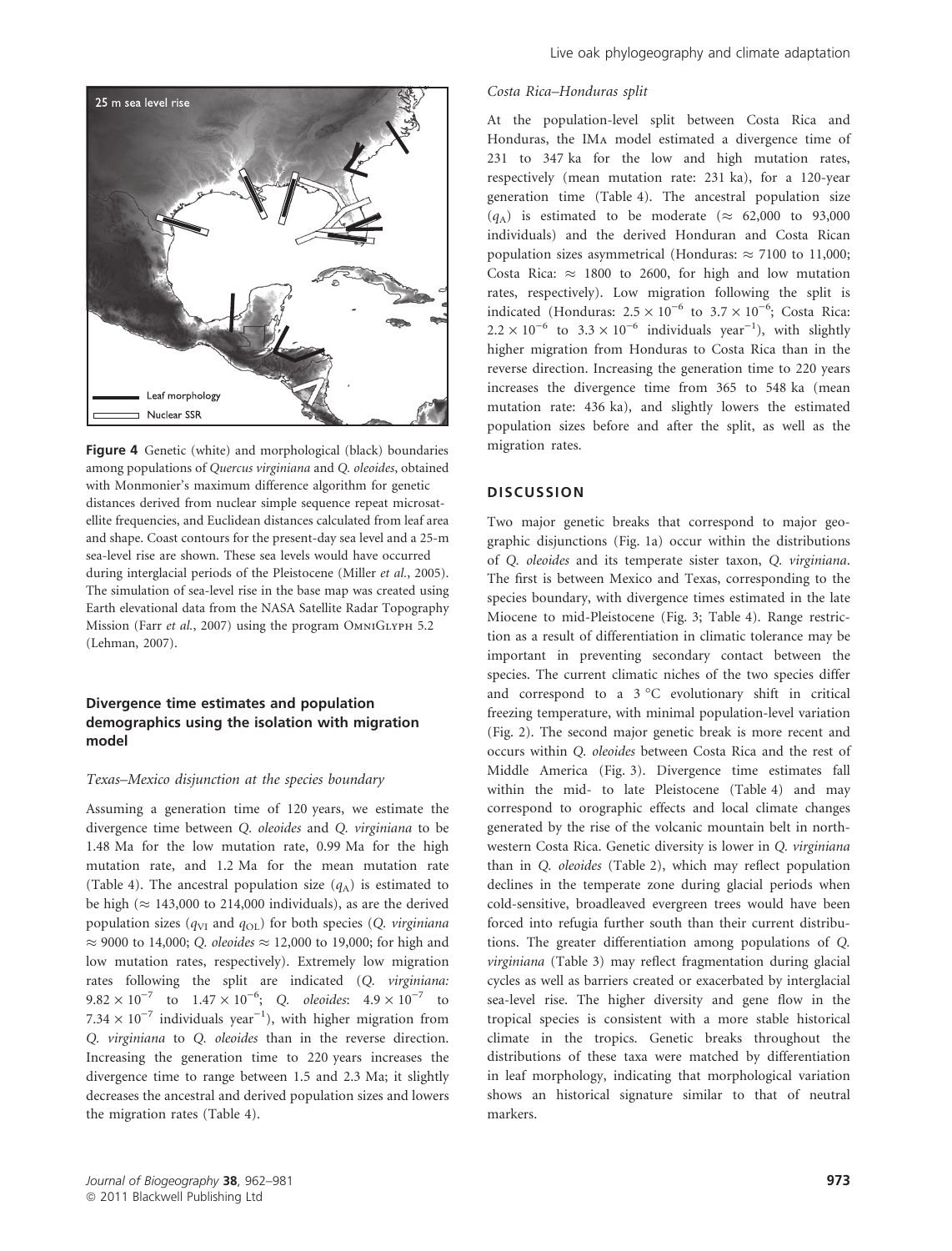25 m sea level rise

Leaf morphology

Nuclear SSR

**Figure 4** Genetic (white) and morphological (black) boundaries among populations of *Quercus virginiana* and *Q. oleoides*, obtained with Monmonier's maximum difference algorithm for genetic distances derived from nuclear simple sequence repeat microsatellite frequencies, and Euclidean distances calculated from leaf area and shape. Coast contours for the present-day sea level and a 25-m sea-level rise are shown. These sea levels would have occurred during interglacial periods of the Pleistocene (Miller *et al.*, 2005). The simulation of sea-level rise in the base map was created using Earth elevational data from the NASA Satellite Radar Topography Mission (Farr *et al.*, 2007) using the program OmniGlyph 5.2 (Lehman, 2007).

### Divergence time estimates and population demographics using the isolation with migration model

#### *Texas–Mexico disjunction at the species boundary*

Assuming a generation time of 120 years, we estimate the divergence time between *Q. oleoides* and *Q. virginiana* to be 1.48 Ma for the low mutation rate, 0.99 Ma for the high mutation rate, and 1.2 Ma for the mean mutation rate (Table 4). The ancestral population size ($q_A$) is estimated to be high (≈ 143,000 to 214,000 individuals), as are the derived population sizes ($q_{VI}$ and $q_{OL}$) for both species (*Q. virginiana* ≈ 9000 to 14,000; *Q. oleoides* ≈ 12,000 to 19,000; for high and low mutation rates, respectively). Extremely low migration rates following the split are indicated (*Q. virginiana:* $9.82 \times 10^{-7}$ to $1.47 \times 10^{-6}$; *Q. oleoides*: $4.9 \times 10^{-7}$ to $7.34 \times 10^{-7}$ individuals year$^{-1}$), with higher migration from *Q. virginiana* to *Q. oleoides* than in the reverse direction. Increasing the generation time to 220 years increases the divergence time to range between 1.5 and 2.3 Ma; it slightly decreases the ancestral and derived population sizes and lowers the migration rates (Table 4).

#### *Costa Rica–Honduras split*

At the population-level split between Costa Rica and Honduras, the IMa model estimated a divergence time of 231 to 347 ka for the low and high mutation rates, respectively (mean mutation rate: 231 ka), for a 120-year generation time (Table 4). The ancestral population size ($q_A$) is estimated to be moderate (≈ 62,000 to 93,000 individuals) and the derived Honduran and Costa Rican population sizes asymmetrical (Honduras: ≈ 7100 to 11,000; Costa Rica: ≈ 1800 to 2600, for high and low mutation rates, respectively). Low migration following the split is indicated (Honduras: $2.5 \times 10^{-6}$ to $3.7 \times 10^{-6}$; Costa Rica: $2.2 \times 10^{-6}$ to $3.3 \times 10^{-6}$ individuals year$^{-1}$), with slightly higher migration from Honduras to Costa Rica than in the reverse direction. Increasing the generation time to 220 years increases the divergence time from 365 to 548 ka (mean mutation rate: 436 ka), and slightly lowers the estimated population sizes before and after the split, as well as the migration rates.

## DISCUSSION

Two major genetic breaks that correspond to major geographic disjunctions (Fig. 1a) occur within the distributions of *Q. oleoides* and its temperate sister taxon, *Q. virginiana*. The first is between Mexico and Texas, corresponding to the species boundary, with divergence times estimated in the late Miocene to mid-Pleistocene (Fig. 3; Table 4). Range restriction as a result of differentiation in climatic tolerance may be important in preventing secondary contact between the species. The current climatic niches of the two species differ and correspond to a 3 °C evolutionary shift in critical freezing temperature, with minimal population-level variation (Fig. 2). The second major genetic break is more recent and occurs within *Q. oleoides* between Costa Rica and the rest of Middle America (Fig. 3). Divergence time estimates fall within the mid- to late Pleistocene (Table 4) and may correspond to orographic effects and local climate changes generated by the rise of the volcanic mountain belt in northwestern Costa Rica. Genetic diversity is lower in *Q. virginiana* than in *Q. oleoides* (Table 2), which may reflect population declines in the temperate zone during glacial periods when cold-sensitive, broadleaved evergreen trees would have been forced into refugia further south than their current distributions. The greater differentiation among populations of *Q. virginiana* (Table 3) may reflect fragmentation during glacial cycles as well as barriers created or exacerbated by interglacial sea-level rise. The higher diversity and gene flow in the tropical species is consistent with a more stable historical climate in the tropics. Genetic breaks throughout the distributions of these taxa were matched by differentiation in leaf morphology, indicating that morphological variation shows an historical signature similar to that of neutral markers.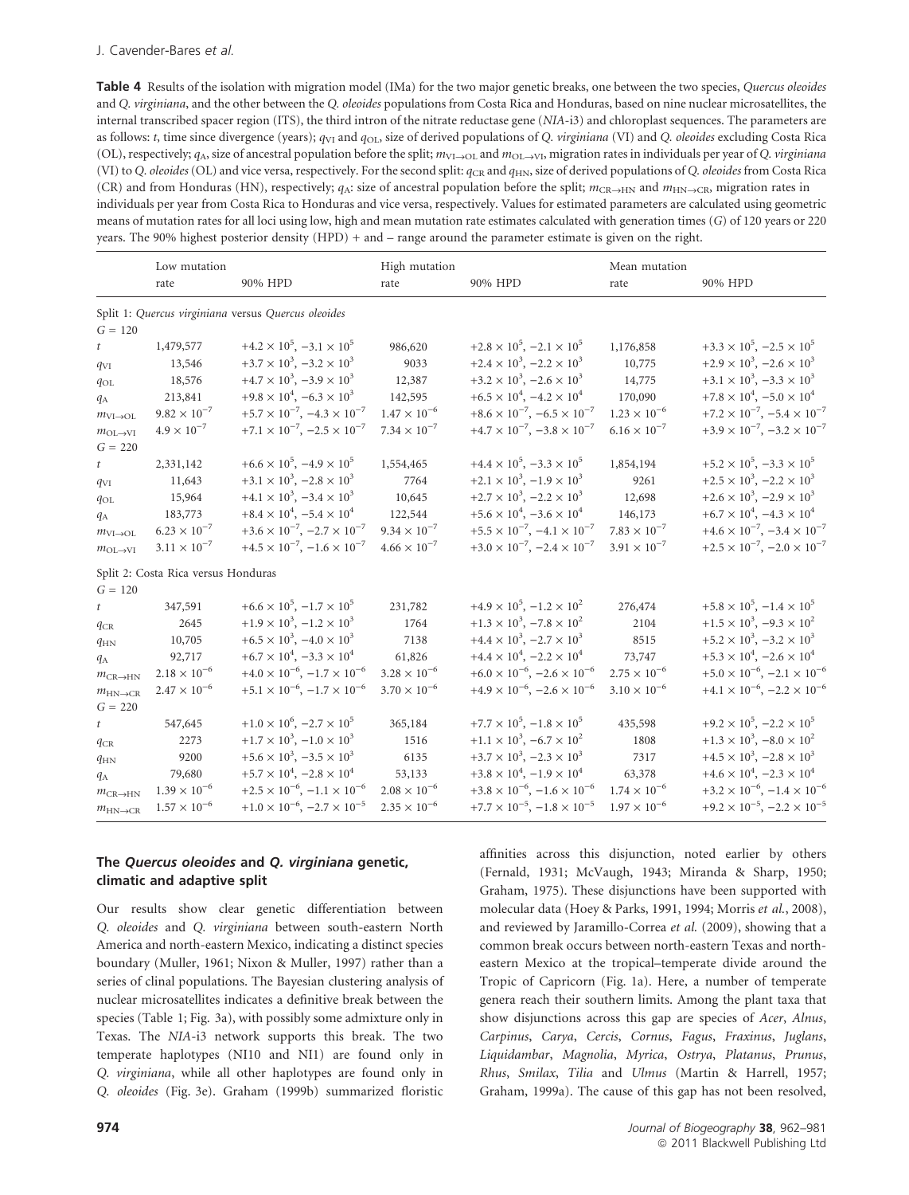**Table 4** Results of the isolation with migration model (IMa) for the two major genetic breaks, one between the two species, *Quercus oleoides* and *Q. virginiana*, and the other between the *Q. oleoides* populations from Costa Rica and Honduras, based on nine nuclear microsatellites, the internal transcribed spacer region (ITS), the third intron of the nitrate reductase gene (*NIA*-i3) and chloroplast sequences. The parameters are as follows: *t*, time since divergence (years); $q_{VI}$ and $q_{OL}$, size of derived populations of *Q. virginiana* (VI) and *Q. oleoides* excluding Costa Rica (OL), respectively; $q_A$, size of ancestral population before the split; $m_{VI \rightarrow OL}$ and $m_{OL \rightarrow VI}$, migration rates in individuals per year of *Q. virginiana* (VI) to *Q. oleoides* (OL) and vice versa, respectively. For the second split: $q_{CR}$ and $q_{HN}$, size of derived populations of *Q. oleoides* from Costa Rica (CR) and from Honduras (HN), respectively; $q_A$: size of ancestral population before the split; $m_{CR \rightarrow HN}$ and $m_{HN \rightarrow CR}$, migration rates in individuals per year from Costa Rica to Honduras and vice versa, respectively. Values for estimated parameters are calculated using geometric means of mutation rates for all loci using low, high and mean mutation rate estimates calculated with generation times (*G*) of 120 years or 220 years. The 90% highest posterior density (HPD) + and – range around the parameter estimate is given on the right.

| | Low mutation rate | 90% HPD | High mutation rate | 90% HPD | Mean mutation rate | 90% HPD |
|---|---|---|---|---|---|---|
| Split 1: *Quercus virginiana* versus *Quercus oleoides* | | | | | | |
| $G = 120$ | | | | | | |
| $t$ | 1,479,577 | $+4.2 \times 10^5, -3.1 \times 10^5$ | 986,620 | $+2.8 \times 10^5, -2.1 \times 10^5$ | 1,176,858 | $+3.3 \times 10^5, -2.5 \times 10^5$ |
| $q_{VI}$ | 13,546 | $+3.7 \times 10^3, -3.2 \times 10^3$ | 9033 | $+2.4 \times 10^3, -2.2 \times 10^3$ | 10,775 | $+2.9 \times 10^3, -2.6 \times 10^3$ |
| $q_{OL}$ | 18,576 | $+4.7 \times 10^3, -3.9 \times 10^3$ | 12,387 | $+3.2 \times 10^3, -2.6 \times 10^3$ | 14,775 | $+3.1 \times 10^3, -3.3 \times 10^3$ |
| $q_A$ | 213,841 | $+9.8 \times 10^4, -6.3 \times 10^3$ | 142,595 | $+6.5 \times 10^4, -4.2 \times 10^4$ | 170,090 | $+7.8 \times 10^4, -5.0 \times 10^4$ |
| $m_{VI \rightarrow OL}$ | $9.82 \times 10^{-7}$ | $+5.7 \times 10^{-7}, -4.3 \times 10^{-7}$ | $1.47 \times 10^{-6}$ | $+8.6 \times 10^{-7}, -6.5 \times 10^{-7}$ | $1.23 \times 10^{-6}$ | $+7.2 \times 10^{-7}, -5.4 \times 10^{-7}$ |
| $m_{OL \rightarrow VI}$ | $4.9 \times 10^{-7}$ | $+7.1 \times 10^{-7}, -2.5 \times 10^{-7}$ | $7.34 \times 10^{-7}$ | $+4.7 \times 10^{-7}, -3.8 \times 10^{-7}$ | $6.16 \times 10^{-7}$ | $+3.9 \times 10^{-7}, -3.2 \times 10^{-7}$ |
| $G = 220$ | | | | | | |
| $t$ | 2,331,142 | $+6.6 \times 10^5, -4.9 \times 10^5$ | 1,554,465 | $+4.4 \times 10^5, -3.3 \times 10^5$ | 1,854,194 | $+5.2 \times 10^5, -3.3 \times 10^5$ |
| $q_{VI}$ | 11,643 | $+3.1 \times 10^3, -2.8 \times 10^3$ | 7764 | $+2.1 \times 10^3, -1.9 \times 10^3$ | 9261 | $+2.5 \times 10^3, -2.2 \times 10^3$ |
| $q_{OL}$ | 15,964 | $+4.1 \times 10^3, -3.4 \times 10^3$ | 10,645 | $+2.7 \times 10^3, -2.2 \times 10^3$ | 12,698 | $+2.6 \times 10^3, -2.9 \times 10^3$ |
| $q_A$ | 183,773 | $+8.4 \times 10^4, -5.4 \times 10^4$ | 122,544 | $+5.6 \times 10^4, -3.6 \times 10^4$ | 146,173 | $+6.7 \times 10^4, -4.3 \times 10^4$ |
| $m_{VI \rightarrow OL}$ | $6.23 \times 10^{-7}$ | $+3.6 \times 10^{-7}, -2.7 \times 10^{-7}$ | $9.34 \times 10^{-7}$ | $+5.5 \times 10^{-7}, -4.1 \times 10^{-7}$ | $7.83 \times 10^{-7}$ | $+4.6 \times 10^{-7}, -3.4 \times 10^{-7}$ |
| $m_{OL \rightarrow VI}$ | $3.11 \times 10^{-7}$ | $+4.5 \times 10^{-7}, -1.6 \times 10^{-7}$ | $4.66 \times 10^{-7}$ | $+3.0 \times 10^{-7}, -2.4 \times 10^{-7}$ | $3.91 \times 10^{-7}$ | $+2.5 \times 10^{-7}, -2.0 \times 10^{-7}$ |
| Split 2: Costa Rica versus Honduras | | | | | | |
| $G = 120$ | | | | | | |
| $t$ | 347,591 | $+6.6 \times 10^5, -1.7 \times 10^5$ | 231,782 | $+4.9 \times 10^5, -1.2 \times 10^2$ | 276,474 | $+5.8 \times 10^5, -1.4 \times 10^5$ |
| $q_{CR}$ | 2645 | $+1.9 \times 10^3, -1.2 \times 10^3$ | 1764 | $+1.3 \times 10^3, -7.8 \times 10^2$ | 2104 | $+1.5 \times 10^3, -9.3 \times 10^2$ |
| $q_{HN}$ | 10,705 | $+6.5 \times 10^3, -4.0 \times 10^3$ | 7138 | $+4.4 \times 10^3, -2.7 \times 10^3$ | 8515 | $+5.2 \times 10^3, -3.2 \times 10^3$ |
| $q_A$ | 92,717 | $+6.7 \times 10^4, -3.3 \times 10^4$ | 61,826 | $+4.4 \times 10^4, -2.2 \times 10^4$ | 73,747 | $+5.3 \times 10^4, -2.6 \times 10^4$ |
| $m_{CR \rightarrow HN}$ | $2.18 \times 10^{-6}$ | $+4.0 \times 10^{-6}, -1.7 \times 10^{-6}$ | $3.28 \times 10^{-6}$ | $+6.0 \times 10^{-6}, -2.6 \times 10^{-6}$ | $2.75 \times 10^{-6}$ | $+5.0 \times 10^{-6}, -2.1 \times 10^{-6}$ |
| $m_{HN \rightarrow CR}$ | $2.47 \times 10^{-6}$ | $+5.1 \times 10^{-6}, -1.7 \times 10^{-6}$ | $3.70 \times 10^{-6}$ | $+4.9 \times 10^{-6}, -2.6 \times 10^{-6}$ | $3.10 \times 10^{-6}$ | $+4.1 \times 10^{-6}, -2.2 \times 10^{-6}$ |
| $G = 220$ | | | | | | |
| $t$ | 547,645 | $+1.0 \times 10^6, -2.7 \times 10^5$ | 365,184 | $+7.7 \times 10^5, -1.8 \times 10^5$ | 435,598 | $+9.2 \times 10^5, -2.2 \times 10^5$ |
| $q_{CR}$ | 2273 | $+1.7 \times 10^3, -1.0 \times 10^3$ | 1516 | $+1.1 \times 10^3, -6.7 \times 10^2$ | 1808 | $+1.3 \times 10^3, -8.0 \times 10^2$ |
| $q_{HN}$ | 9200 | $+5.6 \times 10^3, -3.5 \times 10^3$ | 6135 | $+3.7 \times 10^3, -2.3 \times 10^3$ | 7317 | $+4.5 \times 10^3, -2.8 \times 10^3$ |
| $q_A$ | 79,680 | $+5.7 \times 10^4, -2.8 \times 10^4$ | 53,133 | $+3.8 \times 10^4, -1.9 \times 10^4$ | 63,378 | $+4.6 \times 10^4, -2.3 \times 10^4$ |
| $m_{CR \rightarrow HN}$ | $1.39 \times 10^{-6}$ | $+2.5 \times 10^{-6}, -1.1 \times 10^{-6}$ | $2.08 \times 10^{-6}$ | $+3.8 \times 10^{-6}, -1.6 \times 10^{-6}$ | $1.74 \times 10^{-6}$ | $+3.2 \times 10^{-6}, -1.4 \times 10^{-6}$ |
| $m_{HN \rightarrow CR}$ | $1.57 \times 10^{-6}$ | $+1.0 \times 10^{-6}, -2.7 \times 10^{-5}$ | $2.35 \times 10^{-6}$ | $+7.7 \times 10^{-5}, -1.8 \times 10^{-5}$ | $1.97 \times 10^{-6}$ | $+9.2 \times 10^{-5}, -2.2 \times 10^{-5}$ |

### The *Quercus oleoides* and *Q. virginiana* genetic, climatic and adaptive split

Our results show clear genetic differentiation between *Q. oleoides* and *Q. virginiana* between south-eastern North America and north-eastern Mexico, indicating a distinct species boundary (Muller, 1961; Nixon & Muller, 1997) rather than a series of clinal populations. The Bayesian clustering analysis of nuclear microsatellites indicates a definitive break between the species (Table 1; Fig. 3a), with possibly some admixture only in Texas. The *NIA*-i3 network supports this break. The two temperate haplotypes (NI10 and NI1) are found only in *Q. virginiana*, while all other haplotypes are found only in *Q. oleoides* (Fig. 3e). Graham (1999b) summarized floristic affinities across this disjunction, noted earlier by others (Fernald, 1931; McVaugh, 1943; Miranda & Sharp, 1950; Graham, 1975). These disjunctions have been supported with molecular data (Hoey & Parks, 1991, 1994; Morris *et al.*, 2008), and reviewed by Jaramillo-Correa *et al.* (2009), showing that a common break occurs between north-eastern Texas and north-eastern Mexico at the tropical–temperate divide around the Tropic of Capricorn (Fig. 1a). Here, a number of temperate genera reach their southern limits. Among the plant taxa that show disjunctions across this gap are species of *Acer*, *Alnus*, *Carpinus*, *Carya*, *Cercis*, *Cornus*, *Fagus*, *Fraxinus*, *Juglans*, *Liquidambar*, *Magnolia*, *Myrica*, *Ostrya*, *Platanus*, *Prunus*, *Rhus*, *Smilax*, *Tilia* and *Ulmus* (Martin & Harrell, 1957; Graham, 1999a). The cause of this gap has not been resolved,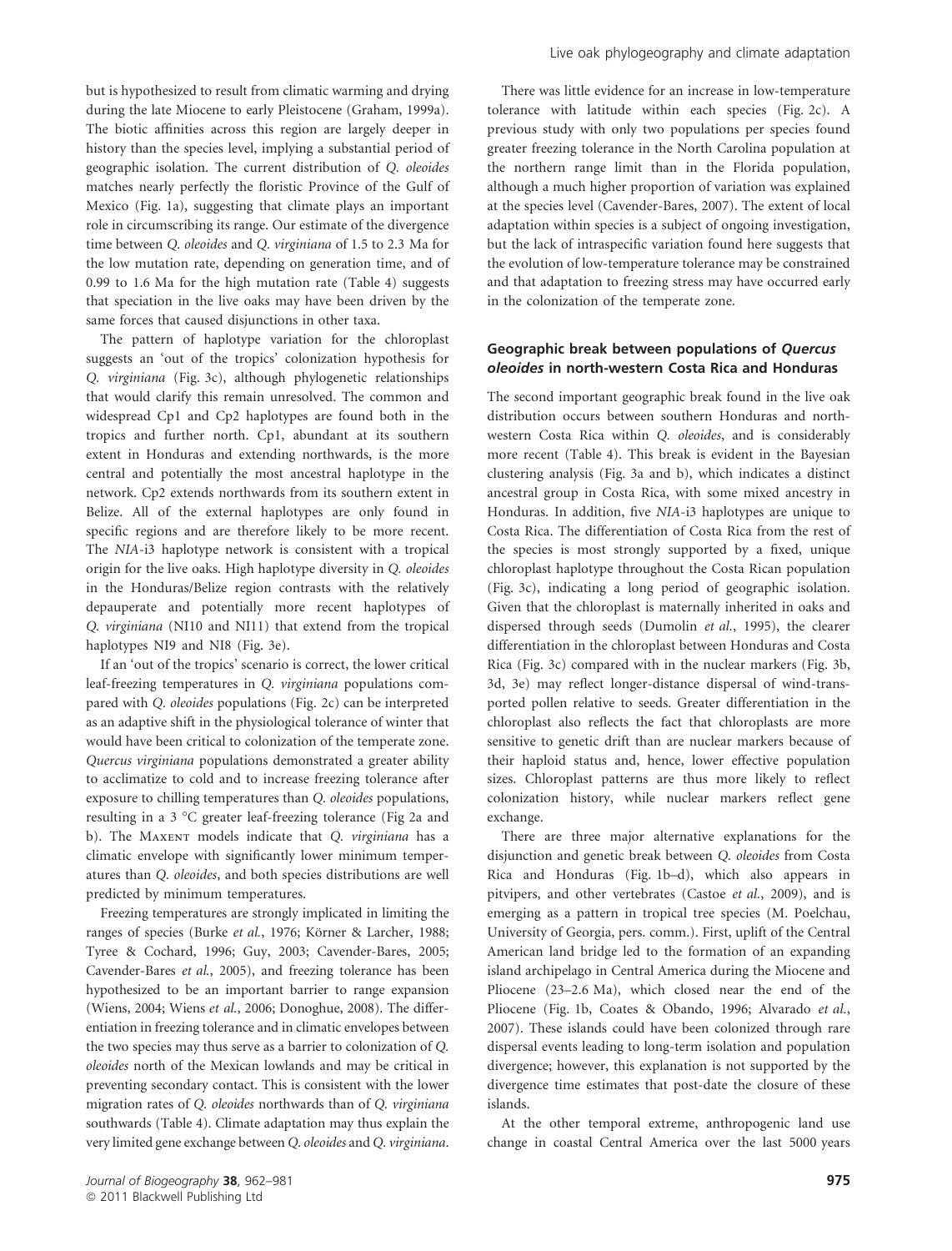but is hypothesized to result from climatic warming and drying during the late Miocene to early Pleistocene (Graham, 1999a). The biotic affinities across this region are largely deeper in history than the species level, implying a substantial period of geographic isolation. The current distribution of *Q. oleoides* matches nearly perfectly the floristic Province of the Gulf of Mexico (Fig. 1a), suggesting that climate plays an important role in circumscribing its range. Our estimate of the divergence time between *Q. oleoides* and *Q. virginiana* of 1.5 to 2.3 Ma for the low mutation rate, depending on generation time, and of 0.99 to 1.6 Ma for the high mutation rate (Table 4) suggests that speciation in the live oaks may have been driven by the same forces that caused disjunctions in other taxa.

The pattern of haplotype variation for the chloroplast suggests an 'out of the tropics' colonization hypothesis for *Q. virginiana* (Fig. 3c), although phylogenetic relationships that would clarify this remain unresolved. The common and widespread Cp1 and Cp2 haplotypes are found both in the tropics and further north. Cp1, abundant at its southern extent in Honduras and extending northwards, is the more central and potentially the most ancestral haplotype in the network. Cp2 extends northwards from its southern extent in Belize. All of the external haplotypes are only found in specific regions and are therefore likely to be more recent. The *NIA*-i3 haplotype network is consistent with a tropical origin for the live oaks. High haplotype diversity in *Q. oleoides* in the Honduras/Belize region contrasts with the relatively depauperate and potentially more recent haplotypes of *Q. virginiana* (NI10 and NI11) that extend from the tropical haplotypes NI9 and NI8 (Fig. 3e).

If an 'out of the tropics' scenario is correct, the lower critical leaf-freezing temperatures in *Q. virginiana* populations compared with *Q. oleoides* populations (Fig. 2c) can be interpreted as an adaptive shift in the physiological tolerance of winter that would have been critical to colonization of the temperate zone. *Quercus virginiana* populations demonstrated a greater ability to acclimatize to cold and to increase freezing tolerance after exposure to chilling temperatures than *Q. oleoides* populations, resulting in a 3 °C greater leaf-freezing tolerance (Fig 2a and b). The Maxent models indicate that *Q. virginiana* has a climatic envelope with significantly lower minimum temperatures than *Q. oleoides*, and both species distributions are well predicted by minimum temperatures.

Freezing temperatures are strongly implicated in limiting the ranges of species (Burke *et al.*, 1976; Körner & Larcher, 1988; Tyree & Cochard, 1996; Guy, 2003; Cavender-Bares, 2005; Cavender-Bares *et al.*, 2005), and freezing tolerance has been hypothesized to be an important barrier to range expansion (Wiens, 2004; Wiens *et al.*, 2006; Donoghue, 2008). The differentiation in freezing tolerance and in climatic envelopes between the two species may thus serve as a barrier to colonization of *Q. oleoides* north of the Mexican lowlands and may be critical in preventing secondary contact. This is consistent with the lower migration rates of *Q. oleoides* northwards than of *Q. virginiana* southwards (Table 4). Climate adaptation may thus explain the very limited gene exchange between *Q. oleoides* and *Q. virginiana*.

There was little evidence for an increase in low-temperature tolerance with latitude within each species (Fig. 2c). A previous study with only two populations per species found greater freezing tolerance in the North Carolina population at the northern range limit than in the Florida population, although a much higher proportion of variation was explained at the species level (Cavender-Bares, 2007). The extent of local adaptation within species is a subject of ongoing investigation, but the lack of intraspecific variation found here suggests that the evolution of low-temperature tolerance may be constrained and that adaptation to freezing stress may have occurred early in the colonization of the temperate zone.

### Geographic break between populations of *Quercus oleoides* in north-western Costa Rica and Honduras

The second important geographic break found in the live oak distribution occurs between southern Honduras and north-western Costa Rica within *Q. oleoides*, and is considerably more recent (Table 4). This break is evident in the Bayesian clustering analysis (Fig. 3a and b), which indicates a distinct ancestral group in Costa Rica, with some mixed ancestry in Honduras. In addition, five *NIA*-i3 haplotypes are unique to Costa Rica. The differentiation of Costa Rica from the rest of the species is most strongly supported by a fixed, unique chloroplast haplotype throughout the Costa Rican population (Fig. 3c), indicating a long period of geographic isolation. Given that the chloroplast is maternally inherited in oaks and dispersed through seeds (Dumolin *et al.*, 1995), the clearer differentiation in the chloroplast between Honduras and Costa Rica (Fig. 3c) compared with in the nuclear markers (Fig. 3b, 3d, 3e) may reflect longer-distance dispersal of wind-transported pollen relative to seeds. Greater differentiation in the chloroplast also reflects the fact that chloroplasts are more sensitive to genetic drift than are nuclear markers because of their haploid status and, hence, lower effective population sizes. Chloroplast patterns are thus more likely to reflect colonization history, while nuclear markers reflect gene exchange.

There are three major alternative explanations for the disjunction and genetic break between *Q. oleoides* from Costa Rica and Honduras (Fig. 1b–d), which also appears in pitvipers, and other vertebrates (Castoe *et al.*, 2009), and is emerging as a pattern in tropical tree species (M. Poelchau, University of Georgia, pers. comm.). First, uplift of the Central American land bridge led to the formation of an expanding island archipelago in Central America during the Miocene and Pliocene (23–2.6 Ma), which closed near the end of the Pliocene (Fig. 1b, Coates & Obando, 1996; Alvarado *et al.*, 2007). These islands could have been colonized through rare dispersal events leading to long-term isolation and population divergence; however, this explanation is not supported by the divergence time estimates that post-date the closure of these islands.

At the other temporal extreme, anthropogenic land use change in coastal Central America over the last 5000 years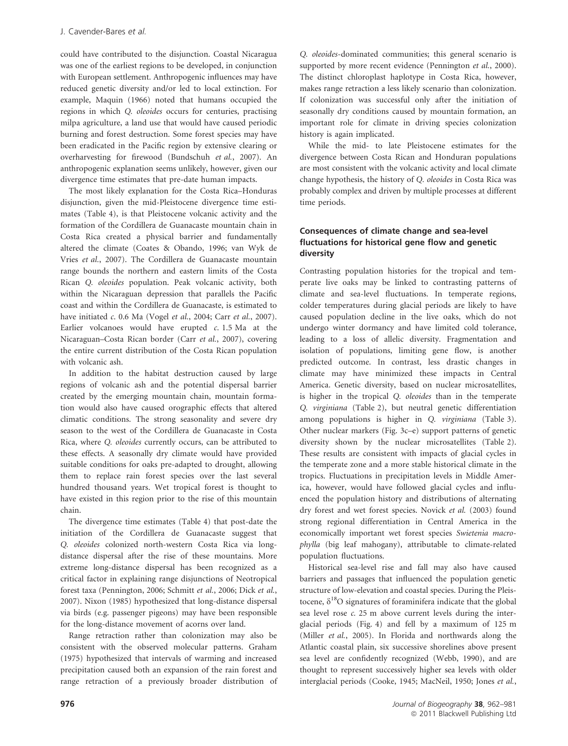could have contributed to the disjunction. Coastal Nicaragua was one of the earliest regions to be developed, in conjunction with European settlement. Anthropogenic influences may have reduced genetic diversity and/or led to local extinction. For example, Maquin (1966) noted that humans occupied the regions in which *Q. oleoides* occurs for centuries, practising milpa agriculture, a land use that would have caused periodic burning and forest destruction. Some forest species may have been eradicated in the Pacific region by extensive clearing or overharvesting for firewood (Bundschuh *et al.*, 2007). An anthropogenic explanation seems unlikely, however, given our divergence time estimates that pre-date human impacts.

The most likely explanation for the Costa Rica–Honduras disjunction, given the mid-Pleistocene divergence time estimates (Table 4), is that Pleistocene volcanic activity and the formation of the Cordillera de Guanacaste mountain chain in Costa Rica created a physical barrier and fundamentally altered the climate (Coates & Obando, 1996; van Wyk de Vries *et al.*, 2007). The Cordillera de Guanacaste mountain range bounds the northern and eastern limits of the Costa Rican *Q. oleoides* population. Peak volcanic activity, both within the Nicaraguan depression that parallels the Pacific coast and within the Cordillera de Guanacaste, is estimated to have initiated *c.* 0.6 Ma (Vogel *et al.*, 2004; Carr *et al.*, 2007). Earlier volcanoes would have erupted *c.* 1.5 Ma at the Nicaraguan–Costa Rican border (Carr *et al.*, 2007), covering the entire current distribution of the Costa Rican population with volcanic ash.

In addition to the habitat destruction caused by large regions of volcanic ash and the potential dispersal barrier created by the emerging mountain chain, mountain formation would also have caused orographic effects that altered climatic conditions. The strong seasonality and severe dry season to the west of the Cordillera de Guanacaste in Costa Rica, where *Q. oleoides* currently occurs, can be attributed to these effects. A seasonally dry climate would have provided suitable conditions for oaks pre-adapted to drought, allowing them to replace rain forest species over the last several hundred thousand years. Wet tropical forest is thought to have existed in this region prior to the rise of this mountain chain.

The divergence time estimates (Table 4) that post-date the initiation of the Cordillera de Guanacaste suggest that *Q. oleoides* colonized north-western Costa Rica via long-distance dispersal after the rise of these mountains. More extreme long-distance dispersal has been recognized as a critical factor in explaining range disjunctions of Neotropical forest taxa (Pennington, 2006; Schmitt *et al.*, 2006; Dick *et al.*, 2007). Nixon (1985) hypothesized that long-distance dispersal via birds (e.g. passenger pigeons) may have been responsible for the long-distance movement of acorns over land.

Range retraction rather than colonization may also be consistent with the observed molecular patterns. Graham (1975) hypothesized that intervals of warming and increased precipitation caused both an expansion of the rain forest and range retraction of a previously broader distribution of *Q. oleoides*-dominated communities; this general scenario is supported by more recent evidence (Pennington *et al.*, 2000). The distinct chloroplast haplotype in Costa Rica, however, makes range retraction a less likely scenario than colonization. If colonization was successful only after the initiation of seasonally dry conditions caused by mountain formation, an important role for climate in driving species colonization history is again implicated.

While the mid- to late Pleistocene estimates for the divergence between Costa Rican and Honduran populations are most consistent with the volcanic activity and local climate change hypothesis, the history of *Q. oleoides* in Costa Rica was probably complex and driven by multiple processes at different time periods.

### Consequences of climate change and sea-level fluctuations for historical gene flow and genetic diversity

Contrasting population histories for the tropical and temperate live oaks may be linked to contrasting patterns of climate and sea-level fluctuations. In temperate regions, colder temperatures during glacial periods are likely to have caused population decline in the live oaks, which do not undergo winter dormancy and have limited cold tolerance, leading to a loss of allelic diversity. Fragmentation and isolation of populations, limiting gene flow, is another predicted outcome. In contrast, less drastic changes in climate may have minimized these impacts in Central America. Genetic diversity, based on nuclear microsatellites, is higher in the tropical *Q. oleoides* than in the temperate *Q. virginiana* (Table 2), but neutral genetic differentiation among populations is higher in *Q. virginiana* (Table 3). Other nuclear markers (Fig. 3c–e) support patterns of genetic diversity shown by the nuclear microsatellites (Table 2). These results are consistent with impacts of glacial cycles in the temperate zone and a more stable historical climate in the tropics. Fluctuations in precipitation levels in Middle America, however, would have followed glacial cycles and influenced the population history and distributions of alternating dry forest and wet forest species. Novick *et al.* (2003) found strong regional differentiation in Central America in the economically important wet forest species *Swietenia macrophylla* (big leaf mahogany), attributable to climate-related population fluctuations.

Historical sea-level rise and fall may also have caused barriers and passages that influenced the population genetic structure of low-elevation and coastal species. During the Pleistocene, $\delta^{18}O$ signatures of foraminifera indicate that the global sea level rose *c.* 25 m above current levels during the interglacial periods (Fig. 4) and fell by a maximum of 125 m (Miller *et al.*, 2005). In Florida and northwards along the Atlantic coastal plain, six successive shorelines above present sea level are confidently recognized (Webb, 1990), and are thought to represent successively higher sea levels with older interglacial periods (Cooke, 1945; MacNeil, 1950; Jones *et al.*,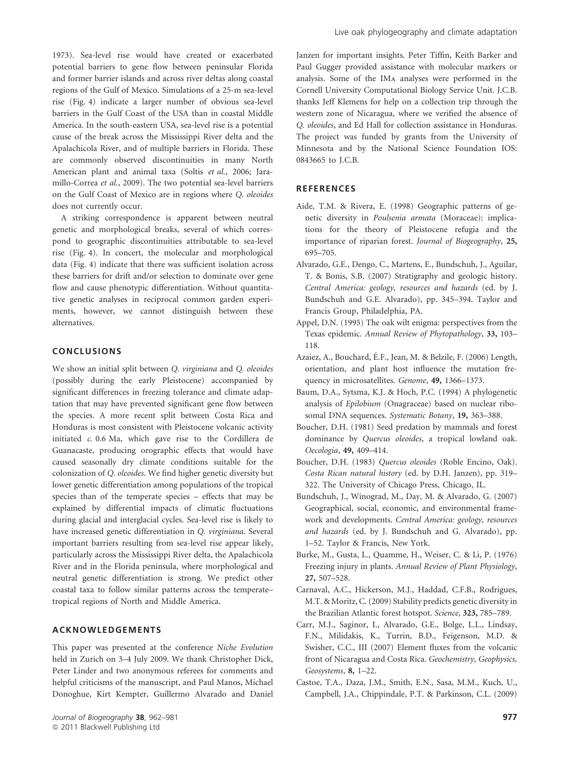1973). Sea-level rise would have created or exacerbated potential barriers to gene flow between peninsular Florida and former barrier islands and across river deltas along coastal regions of the Gulf of Mexico. Simulations of a 25-m sea-level rise (Fig. 4) indicate a larger number of obvious sea-level barriers in the Gulf Coast of the USA than in coastal Middle America. In the south-eastern USA, sea-level rise is a potential cause of the break across the Mississippi River delta and the Apalachicola River, and of multiple barriers in Florida. These are commonly observed discontinuities in many North American plant and animal taxa (Soltis *et al.*, 2006; Jaramillo-Correa *et al.*, 2009). The two potential sea-level barriers on the Gulf Coast of Mexico are in regions where *Q. oleoides* does not currently occur.

A striking correspondence is apparent between neutral genetic and morphological breaks, several of which correspond to geographic discontinuities attributable to sea-level rise (Fig. 4). In concert, the molecular and morphological data (Fig. 4) indicate that there was sufficient isolation across these barriers for drift and/or selection to dominate over gene flow and cause phenotypic differentiation. Without quantitative genetic analyses in reciprocal common garden experiments, however, we cannot distinguish between these alternatives.

## CONCLUSIONS

We show an initial split between *Q. virginiana* and *Q. oleoides* (possibly during the early Pleistocene) accompanied by significant differences in freezing tolerance and climate adaptation that may have prevented significant gene flow between the species. A more recent split between Costa Rica and Honduras is most consistent with Pleistocene volcanic activity initiated *c.* 0.6 Ma, which gave rise to the Cordillera de Guanacaste, producing orographic effects that would have caused seasonally dry climate conditions suitable for the colonization of *Q. oleoides*. We find higher genetic diversity but lower genetic differentiation among populations of the tropical species than of the temperate species – effects that may be explained by differential impacts of climatic fluctuations during glacial and interglacial cycles. Sea-level rise is likely to have increased genetic differentiation in *Q. virginiana*. Several important barriers resulting from sea-level rise appear likely, particularly across the Mississippi River delta, the Apalachicola River and in the Florida peninsula, where morphological and neutral genetic differentiation is strong. We predict other coastal taxa to follow similar patterns across the temperate–tropical regions of North and Middle America.

## ACKNOWLEDGEMENTS

This paper was presented at the conference *Niche Evolution* held in Zurich on 3–4 July 2009. We thank Christopher Dick, Peter Linder and two anonymous referees for comments and helpful criticisms of the manuscript, and Paul Manos, Michael Donoghue, Kirt Kempter, Guillermo Alvarado and Daniel Janzen for important insights. Peter Tiffin, Keith Barker and Paul Gugger provided assistance with molecular markers or analysis. Some of the IMa analyses were performed in the Cornell University Computational Biology Service Unit. J.C.B. thanks Jeff Klemens for help on a collection trip through the western zone of Nicaragua, where we verified the absence of *Q. oleoides*, and Ed Hall for collection assistance in Honduras. The project was funded by grants from the University of Minnesota and by the National Science Foundation IOS: 0843665 to J.C.B.

## REFERENCES

Aide, T.M. & Rivera, E. (1998) Geographic patterns of genetic diversity in *Poulsenia armata* (Moraceae): implications for the theory of Pleistocene refugia and the importance of riparian forest. *Journal of Biogeography*, **25,** 695–705.

Alvarado, G.E., Dengo, C., Martens, E., Bundschuh, J., Aguilar, T. & Bonis, S.B. (2007) Stratigraphy and geologic history. *Central America: geology, resources and hazards* (ed. by J. Bundschuh and G.E. Alvarado), pp. 345–394. Taylor and Francis Group, Philadelphia, PA.

Appel, D.N. (1995) The oak wilt enigma: perspectives from the Texas epidemic. *Annual Review of Phytopathology*, **33,** 103–118.

Azaiez, A., Bouchard, É.F., Jean, M. & Belzile, F. (2006) Length, orientation, and plant host influence the mutation frequency in microsatellites. *Genome*, **49,** 1366–1373.

Baum, D.A., Sytsma, K.J. & Hoch, P.C. (1994) A phylogenetic analysis of *Epilobium* (Onagraceae) based on nuclear ribosomal DNA sequences. *Systematic Botany*, **19,** 363–388.

Boucher, D.H. (1981) Seed predation by mammals and forest dominance by *Quercus oleoides*, a tropical lowland oak. *Oecologia*, **49,** 409–414.

Boucher, D.H. (1983) *Quercus oleoides* (Roble Encino, Oak). *Costa Rican natural history* (ed. by D.H. Janzen), pp. 319–322. The University of Chicago Press, Chicago, IL.

Bundschuh, J., Winograd, M., Day, M. & Alvarado, G. (2007) Geographical, social, economic, and environmental framework and developments. *Central America: geology, resources and hazards* (ed. by J. Bundschuh and G. Alvarado), pp. 1–52. Taylor & Francis, New York.

Burke, M., Gusta, L., Quamme, H., Weiser, C. & Li, P. (1976) Freezing injury in plants. *Annual Review of Plant Physiology*, **27,** 507–528.

Carnaval, A.C., Hickerson, M.J., Haddad, C.F.B., Rodrigues, M.T. & Moritz, C. (2009) Stability predicts genetic diversity in the Brazilian Atlantic forest hotspot. *Science*, **323,** 785–789.

Carr, M.J., Saginor, I., Alvarado, G.E., Bolge, L.L., Lindsay, F.N., Milidakis, K., Turrin, B.D., Feigenson, M.D. & Swisher, C.C., III (2007) Element fluxes from the volcanic front of Nicaragua and Costa Rica. *Geochemistry, Geophysics, Geosystems*, **8,** 1–22.

Castoe, T.A., Daza, J.M., Smith, E.N., Sasa, M.M., Kuch, U., Campbell, J.A., Chippindale, P.T. & Parkinson, C.L. (2009)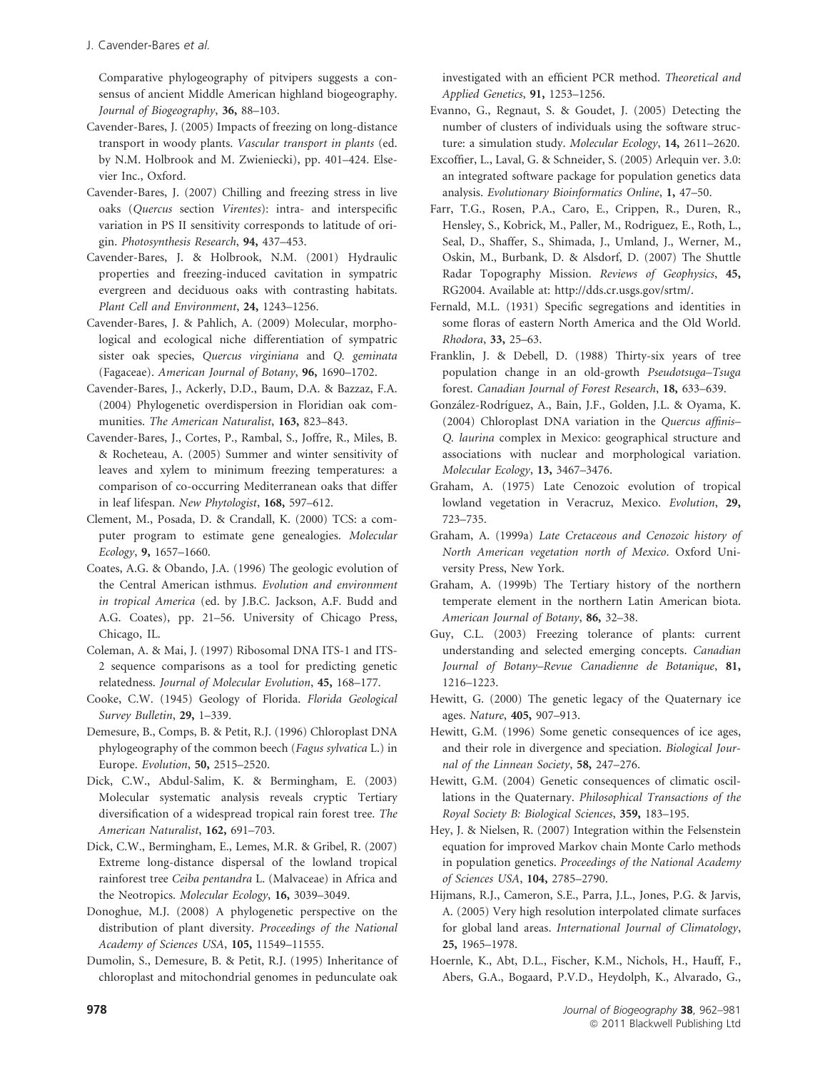Comparative phylogeography of pitvipers suggests a consensus of ancient Middle American highland biogeography. *Journal of Biogeography*, **36,** 88–103.

Cavender-Bares, J. (2005) Impacts of freezing on long-distance transport in woody plants. *Vascular transport in plants* (ed. by N.M. Holbrook and M. Zwieniecki), pp. 401–424. Elsevier Inc., Oxford.

Cavender-Bares, J. (2007) Chilling and freezing stress in live oaks (*Quercus* section *Virentes*): intra- and interspecific variation in PS II sensitivity corresponds to latitude of origin. *Photosynthesis Research*, **94,** 437–453.

Cavender-Bares, J. & Holbrook, N.M. (2001) Hydraulic properties and freezing-induced cavitation in sympatric evergreen and deciduous oaks with contrasting habitats. *Plant Cell and Environment*, **24,** 1243–1256.

Cavender-Bares, J. & Pahlich, A. (2009) Molecular, morphological and ecological niche differentiation of sympatric sister oak species, *Quercus virginiana* and *Q. geminata* (Fagaceae). *American Journal of Botany*, **96,** 1690–1702.

Cavender-Bares, J., Ackerly, D.D., Baum, D.A. & Bazzaz, F.A. (2004) Phylogenetic overdispersion in Floridian oak communities. *The American Naturalist*, **163,** 823–843.

Cavender-Bares, J., Cortes, P., Rambal, S., Joffre, R., Miles, B. & Rocheteau, A. (2005) Summer and winter sensitivity of leaves and xylem to minimum freezing temperatures: a comparison of co-occurring Mediterranean oaks that differ in leaf lifespan. *New Phytologist*, **168,** 597–612.

Clement, M., Posada, D. & Crandall, K. (2000) TCS: a computer program to estimate gene genealogies. *Molecular Ecology*, **9,** 1657–1660.

Coates, A.G. & Obando, J.A. (1996) The geologic evolution of the Central American isthmus. *Evolution and environment in tropical America* (ed. by J.B.C. Jackson, A.F. Budd and A.G. Coates), pp. 21–56. University of Chicago Press, Chicago, IL.

Coleman, A. & Mai, J. (1997) Ribosomal DNA ITS-1 and ITS-2 sequence comparisons as a tool for predicting genetic relatedness. *Journal of Molecular Evolution*, **45,** 168–177.

Cooke, C.W. (1945) Geology of Florida. *Florida Geological Survey Bulletin*, **29,** 1–339.

Demesure, B., Comps, B. & Petit, R.J. (1996) Chloroplast DNA phylogeography of the common beech (*Fagus sylvatica* L.) in Europe. *Evolution*, **50,** 2515–2520.

Dick, C.W., Abdul-Salim, K. & Bermingham, E. (2003) Molecular systematic analysis reveals cryptic Tertiary diversification of a widespread tropical rain forest tree. *The American Naturalist*, **162,** 691–703.

Dick, C.W., Bermingham, E., Lemes, M.R. & Gribel, R. (2007) Extreme long-distance dispersal of the lowland tropical rainforest tree *Ceiba pentandra* L. (Malvaceae) in Africa and the Neotropics. *Molecular Ecology*, **16,** 3039–3049.

Donoghue, M.J. (2008) A phylogenetic perspective on the distribution of plant diversity. *Proceedings of the National Academy of Sciences USA*, **105,** 11549–11555.

Dumolin, S., Demesure, B. & Petit, R.J. (1995) Inheritance of chloroplast and mitochondrial genomes in pedunculate oak investigated with an efficient PCR method. *Theoretical and Applied Genetics*, **91,** 1253–1256.

Evanno, G., Regnaut, S. & Goudet, J. (2005) Detecting the number of clusters of individuals using the software structure: a simulation study. *Molecular Ecology*, **14,** 2611–2620.

Excoffier, L., Laval, G. & Schneider, S. (2005) Arlequin ver. 3.0: an integrated software package for population genetics data analysis. *Evolutionary Bioinformatics Online*, **1,** 47–50.

Farr, T.G., Rosen, P.A., Caro, E., Crippen, R., Duren, R., Hensley, S., Kobrick, M., Paller, M., Rodriguez, E., Roth, L., Seal, D., Shaffer, S., Shimada, J., Umland, J., Werner, M., Oskin, M., Burbank, D. & Alsdorf, D. (2007) The Shuttle Radar Topography Mission. *Reviews of Geophysics*, **45,** RG2004. Available at: http://dds.cr.usgs.gov/srtm/.

Fernald, M.L. (1931) Specific segregations and identities in some floras of eastern North America and the Old World. *Rhodora*, **33,** 25–63.

Franklin, J. & Debell, D. (1988) Thirty-six years of tree population change in an old-growth *Pseudotsuga–Tsuga* forest. *Canadian Journal of Forest Research*, **18,** 633–639.

González-Rodríguez, A., Bain, J.F., Golden, J.L. & Oyama, K. (2004) Chloroplast DNA variation in the *Quercus affinis–Q. laurina* complex in Mexico: geographical structure and associations with nuclear and morphological variation. *Molecular Ecology*, **13,** 3467–3476.

Graham, A. (1975) Late Cenozoic evolution of tropical lowland vegetation in Veracruz, Mexico. *Evolution*, **29,** 723–735.

Graham, A. (1999a) *Late Cretaceous and Cenozoic history of North American vegetation north of Mexico*. Oxford University Press, New York.

Graham, A. (1999b) The Tertiary history of the northern temperate element in the northern Latin American biota. *American Journal of Botany*, **86,** 32–38.

Guy, C.L. (2003) Freezing tolerance of plants: current understanding and selected emerging concepts. *Canadian Journal of Botany–Revue Canadienne de Botanique*, **81,** 1216–1223.

Hewitt, G. (2000) The genetic legacy of the Quaternary ice ages. *Nature*, **405,** 907–913.

Hewitt, G.M. (1996) Some genetic consequences of ice ages, and their role in divergence and speciation. *Biological Journal of the Linnean Society*, **58,** 247–276.

Hewitt, G.M. (2004) Genetic consequences of climatic oscillations in the Quaternary. *Philosophical Transactions of the Royal Society B: Biological Sciences*, **359,** 183–195.

Hey, J. & Nielsen, R. (2007) Integration within the Felsenstein equation for improved Markov chain Monte Carlo methods in population genetics. *Proceedings of the National Academy of Sciences USA*, **104,** 2785–2790.

Hijmans, R.J., Cameron, S.E., Parra, J.L., Jones, P.G. & Jarvis, A. (2005) Very high resolution interpolated climate surfaces for global land areas. *International Journal of Climatology*, **25,** 1965–1978.

Hoernle, K., Abt, D.L., Fischer, K.M., Nichols, H., Hauff, F., Abers, G.A., Bogaard, P.V.D., Heydolph, K., Alvarado, G.,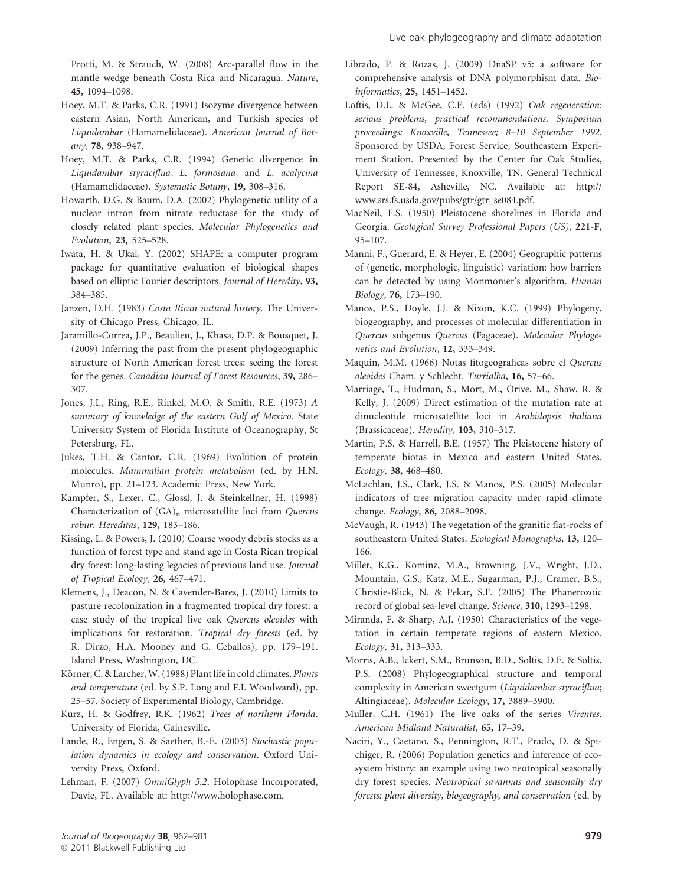Protti, M. & Strauch, W. (2008) Arc-parallel flow in the mantle wedge beneath Costa Rica and Nicaragua. *Nature*, **45,** 1094–1098.

Hoey, M.T. & Parks, C.R. (1991) Isozyme divergence between eastern Asian, North American, and Turkish species of *Liquidambar* (Hamamelidaceae). *American Journal of Botany*, **78,** 938–947.

Hoey, M.T. & Parks, C.R. (1994) Genetic divergence in *Liquidambar styraciflua*, *L. formosana*, and *L. acalycina* (Hamamelidaceae). *Systematic Botany*, **19,** 308–316.

Howarth, D.G. & Baum, D.A. (2002) Phylogenetic utility of a nuclear intron from nitrate reductase for the study of closely related plant species. *Molecular Phylogenetics and Evolution*, **23,** 525–528.

Iwata, H. & Ukai, Y. (2002) SHAPE: a computer program package for quantitative evaluation of biological shapes based on elliptic Fourier descriptors. *Journal of Heredity*, **93,** 384–385.

Janzen, D.H. (1983) *Costa Rican natural history*. The University of Chicago Press, Chicago, IL.

Jaramillo-Correa, J.P., Beaulieu, J., Khasa, D.P. & Bousquet, J. (2009) Inferring the past from the present phylogeographic structure of North American forest trees: seeing the forest for the genes. *Canadian Journal of Forest Resources*, **39,** 286–307.

Jones, J.I., Ring, R.E., Rinkel, M.O. & Smith, R.E. (1973) *A summary of knowledge of the eastern Gulf of Mexico*. State University System of Florida Institute of Oceanography, St Petersburg, FL.

Jukes, T.H. & Cantor, C.R. (1969) Evolution of protein molecules. *Mammalian protein metabolism* (ed. by H.N. Munro), pp. 21–123. Academic Press, New York.

Kampfer, S., Lexer, C., Glossl, J. & Steinkellner, H. (1998) Characterization of $(GA)_n$ microsatellite loci from *Quercus robur*. *Hereditas*, **129,** 183–186.

Kissing, L. & Powers, J. (2010) Coarse woody debris stocks as a function of forest type and stand age in Costa Rican tropical dry forest: long-lasting legacies of previous land use. *Journal of Tropical Ecology*, **26,** 467–471.

Klemens, J., Deacon, N. & Cavender-Bares, J. (2010) Limits to pasture recolonization in a fragmented tropical dry forest: a case study of the tropical live oak *Quercus oleoides* with implications for restoration. *Tropical dry forests* (ed. by R. Dirzo, H.A. Mooney and G. Ceballos), pp. 179–191. Island Press, Washington, DC.

Körner, C. & Larcher, W. (1988) Plant life in cold climates. *Plants and temperature* (ed. by S.P. Long and F.I. Woodward), pp. 25–57. Society of Experimental Biology, Cambridge.

Kurz, H. & Godfrey, R.K. (1962) *Trees of northern Florida*. University of Florida, Gainesville.

Lande, R., Engen, S. & Saether, B.-E. (2003) *Stochastic population dynamics in ecology and conservation*. Oxford University Press, Oxford.

Lehman, F. (2007) *OmniGlyph 5.2*. Holophase Incorporated, Davie, FL. Available at: http://www.holophase.com.

Librado, P. & Rozas, J. (2009) DnaSP v5: a software for comprehensive analysis of DNA polymorphism data. *Bioinformatics*, **25,** 1451–1452.

Loftis, D.L. & McGee, C.E. (eds) (1992) *Oak regeneration: serious problems, practical recommendations. Symposium proceedings; Knoxville, Tennessee; 8–10 September 1992*. Sponsored by USDA, Forest Service, Southeastern Experiment Station. Presented by the Center for Oak Studies, University of Tennessee, Knoxville, TN. General Technical Report SE-84, Asheville, NC. Available at: http://www.srs.fs.usda.gov/pubs/gtr/gtr_se084.pdf.

MacNeil, F.S. (1950) Pleistocene shorelines in Florida and Georgia. *Geological Survey Professional Papers (US)*, **221-F,** 95–107.

Manni, F., Guerard, E. & Heyer, E. (2004) Geographic patterns of (genetic, morphologic, linguistic) variation: how barriers can be detected by using Monmonier's algorithm. *Human Biology*, **76,** 173–190.

Manos, P.S., Doyle, J.J. & Nixon, K.C. (1999) Phylogeny, biogeography, and processes of molecular differentiation in *Quercus* subgenus *Quercus* (Fagaceae). *Molecular Phylogenetics and Evolution*, **12,** 333–349.

Maquin, M.M. (1966) Notas fitogeograficas sobre el *Quercus oleoides* Cham. y Schlecht. *Turrialba*, **16,** 57–66.

Marriage, T., Hudman, S., Mort, M., Orive, M., Shaw, R. & Kelly, J. (2009) Direct estimation of the mutation rate at dinucleotide microsatellite loci in *Arabidopsis thaliana* (Brassicaceae). *Heredity*, **103,** 310–317.

Martin, P.S. & Harrell, B.E. (1957) The Pleistocene history of temperate biotas in Mexico and eastern United States. *Ecology*, **38,** 468–480.

McLachlan, J.S., Clark, J.S. & Manos, P.S. (2005) Molecular indicators of tree migration capacity under rapid climate change. *Ecology*, **86,** 2088–2098.

McVaugh, R. (1943) The vegetation of the granitic flat-rocks of southeastern United States. *Ecological Monographs*, **13,** 120–166.

Miller, K.G., Kominz, M.A., Browning, J.V., Wright, J.D., Mountain, G.S., Katz, M.E., Sugarman, P.J., Cramer, B.S., Christie-Blick, N. & Pekar, S.F. (2005) The Phanerozoic record of global sea-level change. *Science*, **310,** 1293–1298.

Miranda, F. & Sharp, A.J. (1950) Characteristics of the vegetation in certain temperate regions of eastern Mexico. *Ecology*, **31,** 313–333.

Morris, A.B., Ickert, S.M., Brunson, B.D., Soltis, D.E. & Soltis, P.S. (2008) Phylogeographical structure and temporal complexity in American sweetgum (*Liquidambar styraciflua*; Altingiaceae). *Molecular Ecology*, **17,** 3889–3900.

Muller, C.H. (1961) The live oaks of the series *Virentes*. *American Midland Naturalist*, **65,** 17–39.

Naciri, Y., Caetano, S., Pennington, R.T., Prado, D. & Spichiger, R. (2006) Population genetics and inference of ecosystem history: an example using two neotropical seasonally dry forest species. *Neotropical savannas and seasonally dry forests: plant diversity, biogeography, and conservation* (ed. by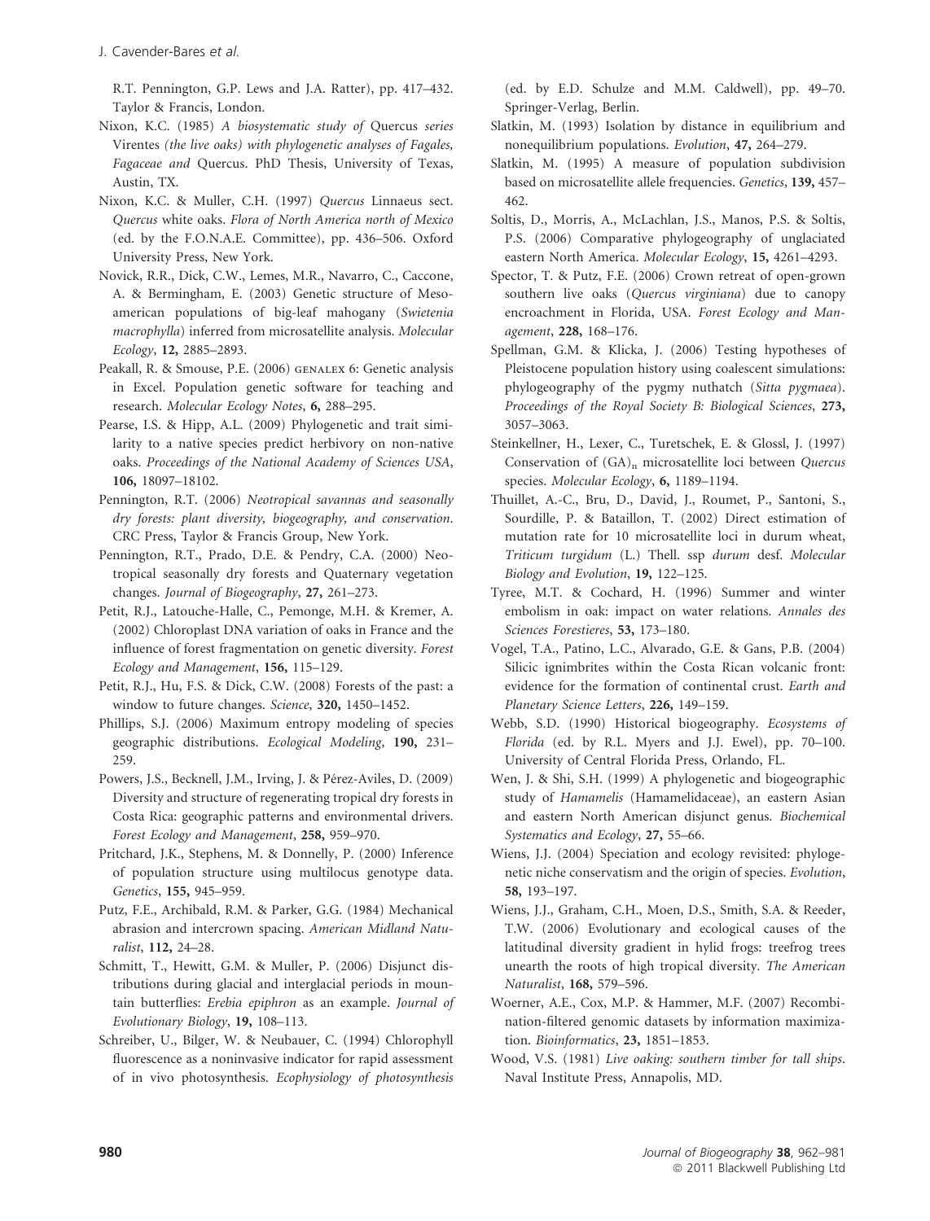R.T. Pennington, G.P. Lews and J.A. Ratter), pp. 417–432. Taylor & Francis, London.

Nixon, K.C. (1985) *A biosystematic study of* Quercus *series* Virentes *(the live oaks) with phylogenetic analyses of Fagales, Fagaceae and* Quercus. PhD Thesis, University of Texas, Austin, TX.

Nixon, K.C. & Muller, C.H. (1997) *Quercus* Linnaeus sect. *Quercus* white oaks. *Flora of North America north of Mexico* (ed. by the F.O.N.A.E. Committee), pp. 436–506. Oxford University Press, New York.

Novick, R.R., Dick, C.W., Lemes, M.R., Navarro, C., Caccone, A. & Bermingham, E. (2003) Genetic structure of Mesoamerican populations of big-leaf mahogany (*Swietenia macrophylla*) inferred from microsatellite analysis. *Molecular Ecology*, **12,** 2885–2893.

Peakall, R. & Smouse, P.E. (2006) GENALEX 6: Genetic analysis in Excel. Population genetic software for teaching and research. *Molecular Ecology Notes*, **6,** 288–295.

Pearse, I.S. & Hipp, A.L. (2009) Phylogenetic and trait similarity to a native species predict herbivory on non-native oaks. *Proceedings of the National Academy of Sciences USA*, **106,** 18097–18102.

Pennington, R.T. (2006) *Neotropical savannas and seasonally dry forests: plant diversity, biogeography, and conservation*. CRC Press, Taylor & Francis Group, New York.

Pennington, R.T., Prado, D.E. & Pendry, C.A. (2000) Neotropical seasonally dry forests and Quaternary vegetation changes. *Journal of Biogeography*, **27,** 261–273.

Petit, R.J., Latouche-Halle, C., Pemonge, M.H. & Kremer, A. (2002) Chloroplast DNA variation of oaks in France and the influence of forest fragmentation on genetic diversity. *Forest Ecology and Management*, **156,** 115–129.

Petit, R.J., Hu, F.S. & Dick, C.W. (2008) Forests of the past: a window to future changes. *Science*, **320,** 1450–1452.

Phillips, S.J. (2006) Maximum entropy modeling of species geographic distributions. *Ecological Modeling*, **190,** 231–259.

Powers, J.S., Becknell, J.M., Irving, J. & Pérez-Aviles, D. (2009) Diversity and structure of regenerating tropical dry forests in Costa Rica: geographic patterns and environmental drivers. *Forest Ecology and Management*, **258,** 959–970.

Pritchard, J.K., Stephens, M. & Donnelly, P. (2000) Inference of population structure using multilocus genotype data. *Genetics*, **155,** 945–959.

Putz, F.E., Archibald, R.M. & Parker, G.G. (1984) Mechanical abrasion and intercrown spacing. *American Midland Naturalist*, **112,** 24–28.

Schmitt, T., Hewitt, G.M. & Muller, P. (2006) Disjunct distributions during glacial and interglacial periods in mountain butterflies: *Erebia epiphron* as an example. *Journal of Evolutionary Biology*, **19,** 108–113.

Schreiber, U., Bilger, W. & Neubauer, C. (1994) Chlorophyll fluorescence as a noninvasive indicator for rapid assessment of in vivo photosynthesis. *Ecophysiology of photosynthesis* (ed. by E.D. Schulze and M.M. Caldwell), pp. 49–70. Springer-Verlag, Berlin.

Slatkin, M. (1993) Isolation by distance in equilibrium and nonequilibrium populations. *Evolution*, **47,** 264–279.

Slatkin, M. (1995) A measure of population subdivision based on microsatellite allele frequencies. *Genetics*, **139,** 457–462.

Soltis, D., Morris, A., McLachlan, J.S., Manos, P.S. & Soltis, P.S. (2006) Comparative phylogeography of unglaciated eastern North America. *Molecular Ecology*, **15,** 4261–4293.

Spector, T. & Putz, F.E. (2006) Crown retreat of open-grown southern live oaks (*Quercus virginiana*) due to canopy encroachment in Florida, USA. *Forest Ecology and Management*, **228,** 168–176.

Spellman, G.M. & Klicka, J. (2006) Testing hypotheses of Pleistocene population history using coalescent simulations: phylogeography of the pygmy nuthatch (*Sitta pygmaea*). *Proceedings of the Royal Society B: Biological Sciences*, **273,** 3057–3063.

Steinkellner, H., Lexer, C., Turetschek, E. & Glossl, J. (1997) Conservation of $(GA)_n$ microsatellite loci between *Quercus* species. *Molecular Ecology*, **6,** 1189–1194.

Thuillet, A.-C., Bru, D., David, J., Roumet, P., Santoni, S., Sourdille, P. & Bataillon, T. (2002) Direct estimation of mutation rate for 10 microsatellite loci in durum wheat, *Triticum turgidum* (L.) Thell. ssp *durum* desf. *Molecular Biology and Evolution*, **19,** 122–125.

Tyree, M.T. & Cochard, H. (1996) Summer and winter embolism in oak: impact on water relations. *Annales des Sciences Forestieres*, **53,** 173–180.

Vogel, T.A., Patino, L.C., Alvarado, G.E. & Gans, P.B. (2004) Silicic ignimbrites within the Costa Rican volcanic front: evidence for the formation of continental crust. *Earth and Planetary Science Letters*, **226,** 149–159.

Webb, S.D. (1990) Historical biogeography. *Ecosystems of Florida* (ed. by R.L. Myers and J.J. Ewel), pp. 70–100. University of Central Florida Press, Orlando, FL.

Wen, J. & Shi, S.H. (1999) A phylogenetic and biogeographic study of *Hamamelis* (Hamamelidaceae), an eastern Asian and eastern North American disjunct genus. *Biochemical Systematics and Ecology*, **27,** 55–66.

Wiens, J.J. (2004) Speciation and ecology revisited: phylogenetic niche conservatism and the origin of species. *Evolution*, **58,** 193–197.

Wiens, J.J., Graham, C.H., Moen, D.S., Smith, S.A. & Reeder, T.W. (2006) Evolutionary and ecological causes of the latitudinal diversity gradient in hylid frogs: treefrog trees unearth the roots of high tropical diversity. *The American Naturalist*, **168,** 579–596.

Woerner, A.E., Cox, M.P. & Hammer, M.F. (2007) Recombination-filtered genomic datasets by information maximization. *Bioinformatics*, **23,** 1851–1853.

Wood, V.S. (1981) *Live oaking: southern timber for tall ships*. Naval Institute Press, Annapolis, MD.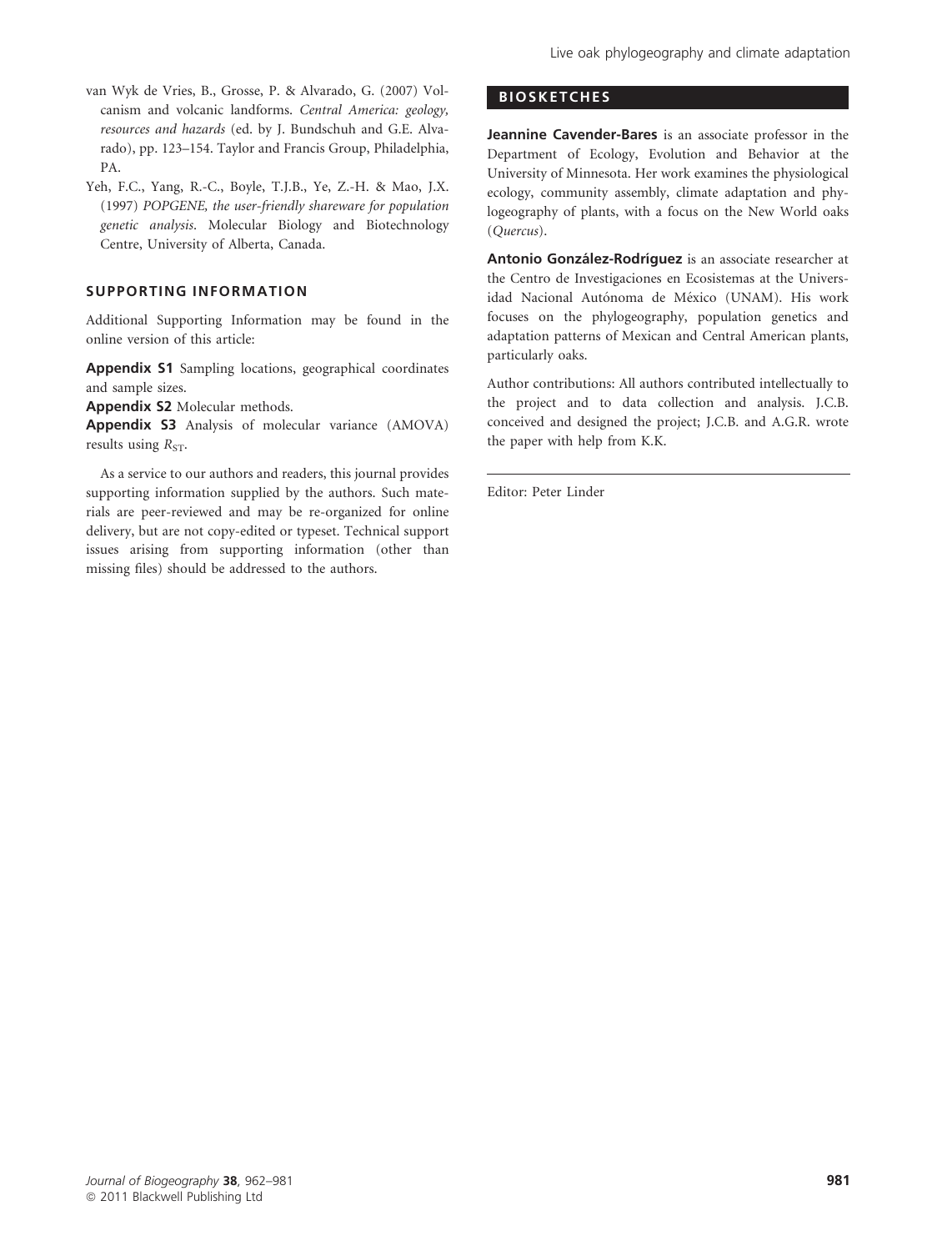van Wyk de Vries, B., Grosse, P. & Alvarado, G. (2007) Volcanism and volcanic landforms. *Central America: geology, resources and hazards* (ed. by J. Bundschuh and G.E. Alvarado), pp. 123–154. Taylor and Francis Group, Philadelphia, PA.

Yeh, F.C., Yang, R.-C., Boyle, T.J.B., Ye, Z.-H. & Mao, J.X. (1997) *POPGENE, the user-friendly shareware for population genetic analysis*. Molecular Biology and Biotechnology Centre, University of Alberta, Canada.

## SUPPORTING INFORMATION

Additional Supporting Information may be found in the online version of this article:

**Appendix S1** Sampling locations, geographical coordinates and sample sizes.

**Appendix S2** Molecular methods.

**Appendix S3** Analysis of molecular variance (AMOVA) results using $R_{ST}$.

As a service to our authors and readers, this journal provides supporting information supplied by the authors. Such materials are peer-reviewed and may be re-organized for online delivery, but are not copy-edited or typeset. Technical support issues arising from supporting information (other than missing files) should be addressed to the authors.

## BIOSKETCHES

**Jeannine Cavender-Bares** is an associate professor in the Department of Ecology, Evolution and Behavior at the University of Minnesota. Her work examines the physiological ecology, community assembly, climate adaptation and phylogeography of plants, with a focus on the New World oaks (*Quercus*).

**Antonio González-Rodríguez** is an associate researcher at the Centro de Investigaciones en Ecosistemas at the Universidad Nacional Autónoma de México (UNAM). His work focuses on the phylogeography, population genetics and adaptation patterns of Mexican and Central American plants, particularly oaks.

Author contributions: All authors contributed intellectually to the project and to data collection and analysis. J.C.B. conceived and designed the project; J.C.B. and A.G.R. wrote the paper with help from K.K.

Editor: Peter Linder